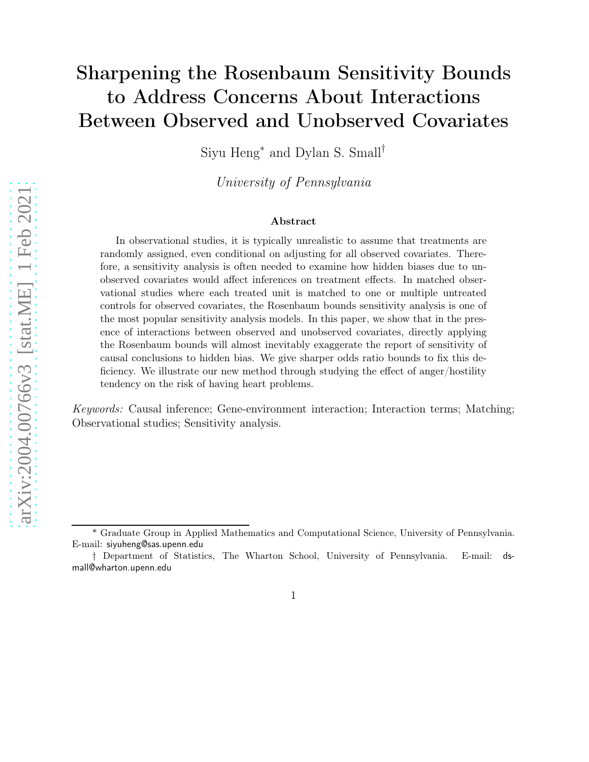# Sharpening the Rosenbaum Sensitivity Bounds to Address Concerns About Interactions Between Observed and Unobserved Covariates

Siyu Heng* and Dylan S. Small†

*University of Pennsylvania*

### Abstract

In observational studies, it is typically unrealistic to assume that treatments are randomly assigned, even conditional on adjusting for all observed covariates. Therefore, a sensitivity analysis is often needed to examine how hidden biases due to unobserved covariates would affect inferences on treatment effects. In matched observational studies where each treated unit is matched to one or multiple untreated controls for observed covariates, the Rosenbaum bounds sensitivity analysis is one of the most popular sensitivity analysis models. In this paper, we show that in the presence of interactions between observed and unobserved covariates, directly applying the Rosenbaum bounds will almost inevitably exaggerate the report of sensitivity of causal conclusions to hidden bias. We give sharper odds ratio bounds to fix this deficiency. We illustrate our new method through studying the effect of anger/hostility tendency on the risk of having heart problems.

*Keywords:* Causal inference; Gene-environment interaction; Interaction terms; Matching; Observational studies; Sensitivity analysis.

---

* Graduate Group in Applied Mathematics and Computational Science, University of Pennsylvania. E-mail: siyuheng@sas.upenn.edu

† Department of Statistics, The Wharton School, University of Pennsylvania. E-mail: dsmall@wharton.upenn.edu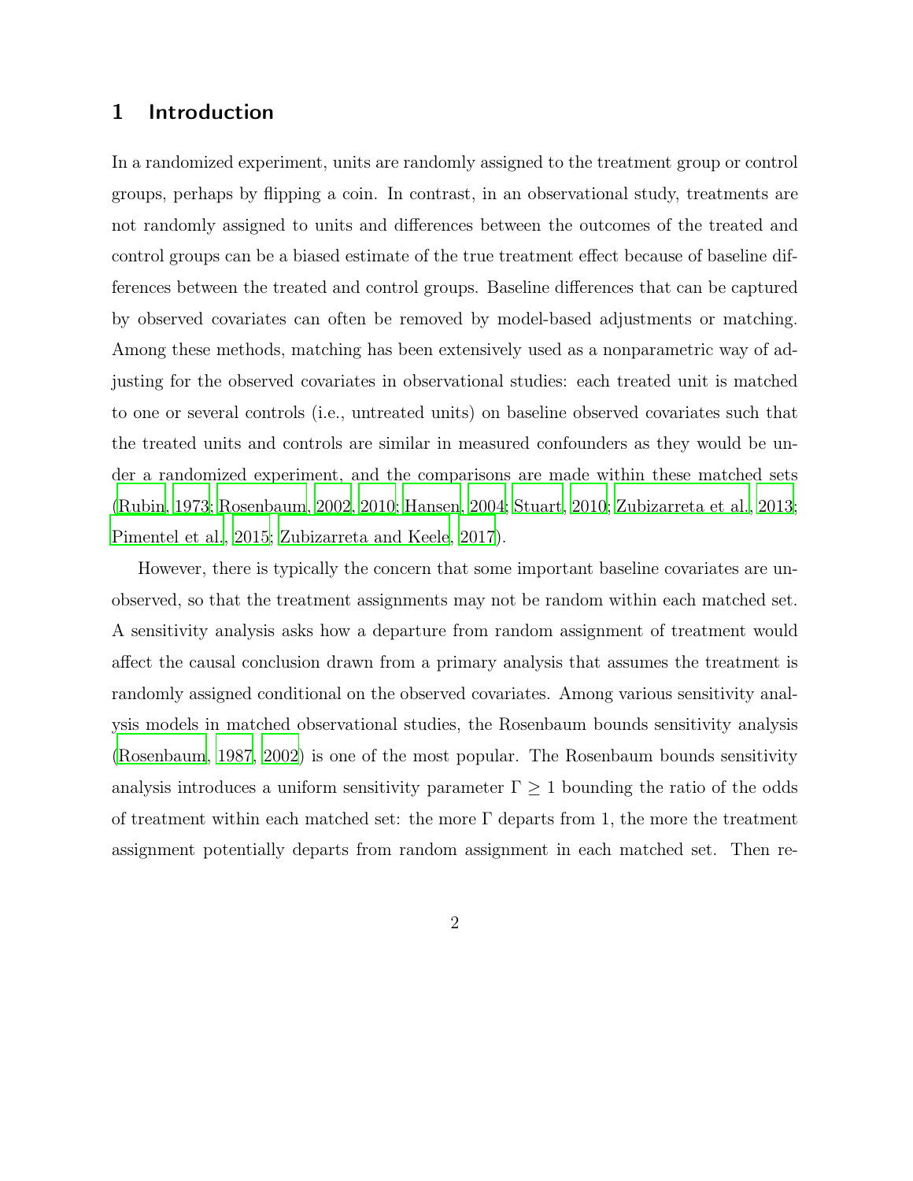# 1 Introduction

In a randomized experiment, units are randomly assigned to the treatment group or control groups, perhaps by flipping a coin. In contrast, in an observational study, treatments are not randomly assigned to units and differences between the outcomes of the treated and control groups can be a biased estimate of the true treatment effect because of baseline differences between the treated and control groups. Baseline differences that can be captured by observed covariates can often be removed by model-based adjustments or matching. Among these methods, matching has been extensively used as a nonparametric way of adjusting for the observed covariates in observational studies: each treated unit is matched to one or several controls (i.e., untreated units) on baseline observed covariates such that the treated units and controls are similar in measured confounders as they would be under a randomized experiment, and the comparisons are made within these matched sets (Rubin, 1973; Rosenbaum, 2002, 2010; Hansen, 2004; Stuart, 2010; Zubizarreta et al., 2013; Pimentel et al., 2015; Zubizarreta and Keele, 2017).

However, there is typically the concern that some important baseline covariates are unobserved, so that the treatment assignments may not be random within each matched set. A sensitivity analysis asks how a departure from random assignment of treatment would affect the causal conclusion drawn from a primary analysis that assumes the treatment is randomly assigned conditional on the observed covariates. Among various sensitivity analysis models in matched observational studies, the Rosenbaum bounds sensitivity analysis (Rosenbaum, 1987, 2002) is one of the most popular. The Rosenbaum bounds sensitivity analysis introduces a uniform sensitivity parameter $\Gamma \geq 1$ bounding the ratio of the odds of treatment within each matched set: the more $\Gamma$ departs from 1, the more the treatment assignment potentially departs from random assignment in each matched set. Then re-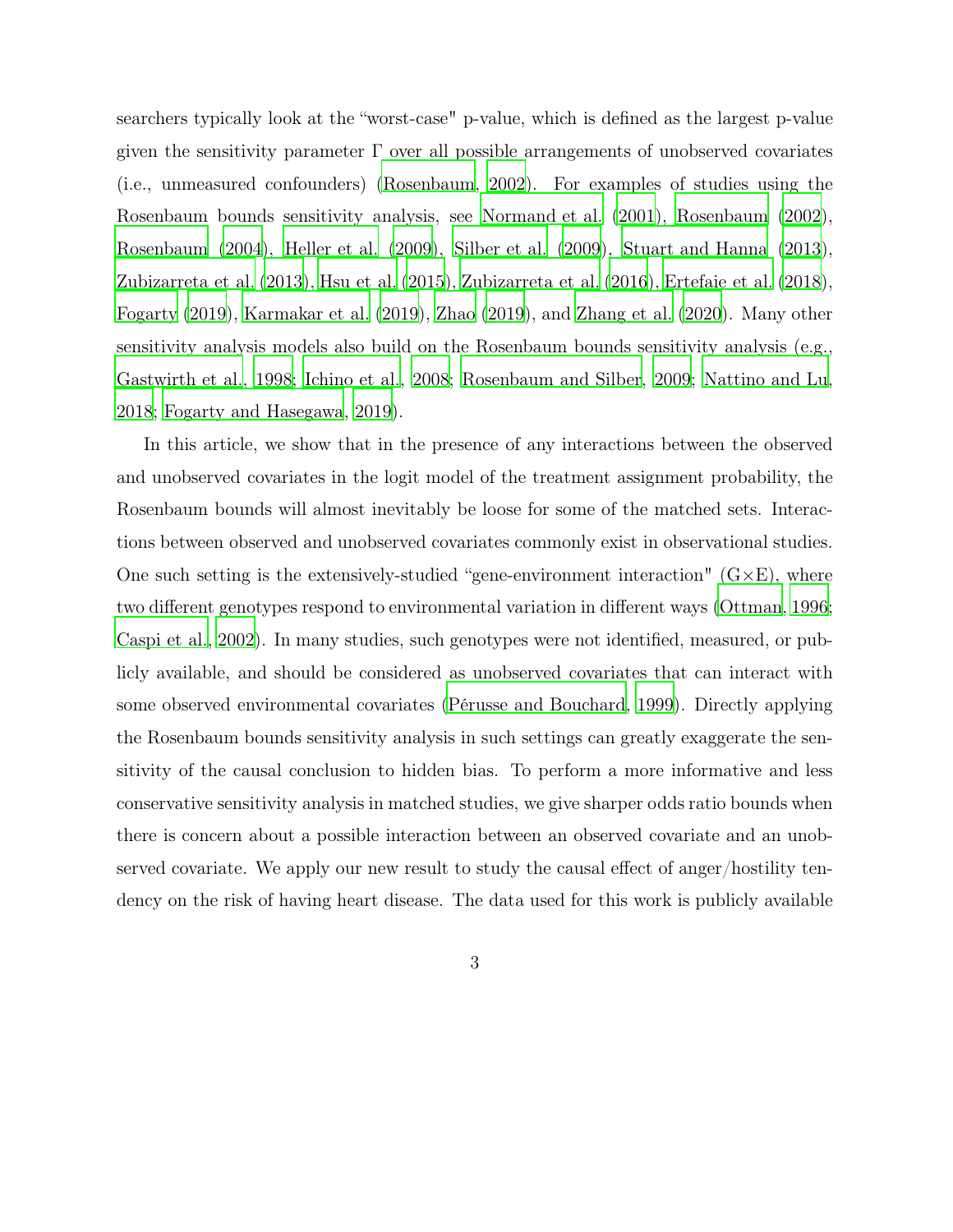searchers typically look at the "worst-case" p-value, which is defined as the largest p-value given the sensitivity parameter $\Gamma$ over all possible arrangements of unobserved covariates (i.e., unmeasured confounders) (Rosenbaum, 2002). For examples of studies using the Rosenbaum bounds sensitivity analysis, see Normand et al. (2001), Rosenbaum (2002), Rosenbaum (2004), Heller et al. (2009), Silber et al. (2009), Stuart and Hanna (2013), Zubizarreta et al. (2013), Hsu et al. (2015), Zubizarreta et al. (2016), Ertefaie et al. (2018), Fogarty (2019), Karmakar et al. (2019), Zhao (2019), and Zhang et al. (2020). Many other sensitivity analysis models also build on the Rosenbaum bounds sensitivity analysis (e.g., Gastwirth et al., 1998; Ichino et al., 2008; Rosenbaum and Silber, 2009; Nattino and Lu, 2018; Fogarty and Hasegawa, 2019).

In this article, we show that in the presence of any interactions between the observed and unobserved covariates in the logit model of the treatment assignment probability, the Rosenbaum bounds will almost inevitably be loose for some of the matched sets. Interactions between observed and unobserved covariates commonly exist in observational studies. One such setting is the extensively-studied "gene-environment interaction" (G$\times$E), where two different genotypes respond to environmental variation in different ways (Ottman, 1996; Caspi et al., 2002). In many studies, such genotypes were not identified, measured, or publicly available, and should be considered as unobserved covariates that can interact with some observed environmental covariates (Pérusse and Bouchard, 1999). Directly applying the Rosenbaum bounds sensitivity analysis in such settings can greatly exaggerate the sensitivity of the causal conclusion to hidden bias. To perform a more informative and less conservative sensitivity analysis in matched studies, we give sharper odds ratio bounds when there is concern about a possible interaction between an observed covariate and an unobserved covariate. We apply our new result to study the causal effect of anger/hostility tendency on the risk of having heart disease. The data used for this work is publicly available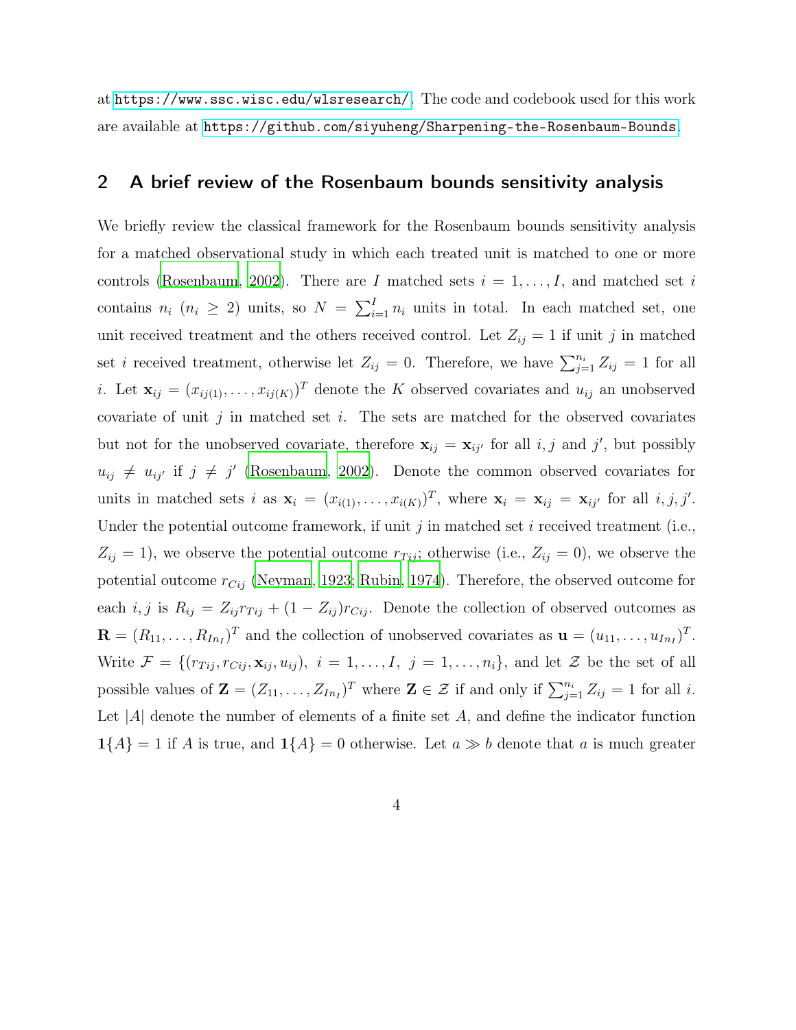at https://www.ssc.wisc.edu/wlsresearch/. The code and codebook used for this work are available at https://github.com/siyuheng/Sharpening-the-Rosenbaum-Bounds.

## 2 A brief review of the Rosenbaum bounds sensitivity analysis

We briefly review the classical framework for the Rosenbaum bounds sensitivity analysis for a matched observational study in which each treated unit is matched to one or more controls (Rosenbaum, 2002). There are $I$ matched sets $i = 1, \ldots, I$, and matched set $i$ contains $n_i$ ($n_i \geq 2$) units, so $N = \sum_{i=1}^{I} n_i$ units in total. In each matched set, one unit received treatment and the others received control. Let $Z_{ij} = 1$ if unit $j$ in matched set $i$ received treatment, otherwise let $Z_{ij} = 0$. Therefore, we have $\sum_{j=1}^{n_i} Z_{ij} = 1$ for all $i$. Let $\mathbf{x}_{ij} = (x_{ij(1)}, \ldots, x_{ij(K)})^T$ denote the $K$ observed covariates and $u_{ij}$ an unobserved covariate of unit $j$ in matched set $i$. The sets are matched for the observed covariates but not for the unobserved covariate, therefore $\mathbf{x}_{ij} = \mathbf{x}_{ij'}$ for all $i, j$ and $j'$, but possibly $u_{ij} \neq u_{ij'}$ if $j \neq j'$ (Rosenbaum, 2002). Denote the common observed covariates for units in matched sets $i$ as $\mathbf{x}_i = (x_{i(1)}, \ldots, x_{i(K)})^T$, where $\mathbf{x}_i = \mathbf{x}_{ij} = \mathbf{x}_{ij'}$ for all $i, j, j'$. Under the potential outcome framework, if unit $j$ in matched set $i$ received treatment (i.e., $Z_{ij} = 1$), we observe the potential outcome $r_{Tij}$; otherwise (i.e., $Z_{ij} = 0$), we observe the potential outcome $r_{Cij}$ (Neyman, 1923; Rubin, 1974). Therefore, the observed outcome for each $i, j$ is $R_{ij} = Z_{ij} r_{Tij} + (1 - Z_{ij}) r_{Cij}$. Denote the collection of observed outcomes as $\mathbf{R} = (R_{11}, \ldots, R_{In_I})^T$ and the collection of unobserved covariates as $\mathbf{u} = (u_{11}, \ldots, u_{In_I})^T$. Write $\mathcal{F} = \{(r_{Tij}, r_{Cij}, \mathbf{x}_{ij}, u_{ij}),\ i = 1, \ldots, I,\ j = 1, \ldots, n_i\}$, and let $\mathcal{Z}$ be the set of all possible values of $\mathbf{Z} = (Z_{11}, \ldots, Z_{In_I})^T$ where $\mathbf{Z} \in \mathcal{Z}$ if and only if $\sum_{j=1}^{n_i} Z_{ij} = 1$ for all $i$. Let $|A|$ denote the number of elements of a finite set $A$, and define the indicator function $\mathbf{1}\{A\} = 1$ if $A$ is true, and $\mathbf{1}\{A\} = 0$ otherwise. Let $a \gg b$ denote that $a$ is much greater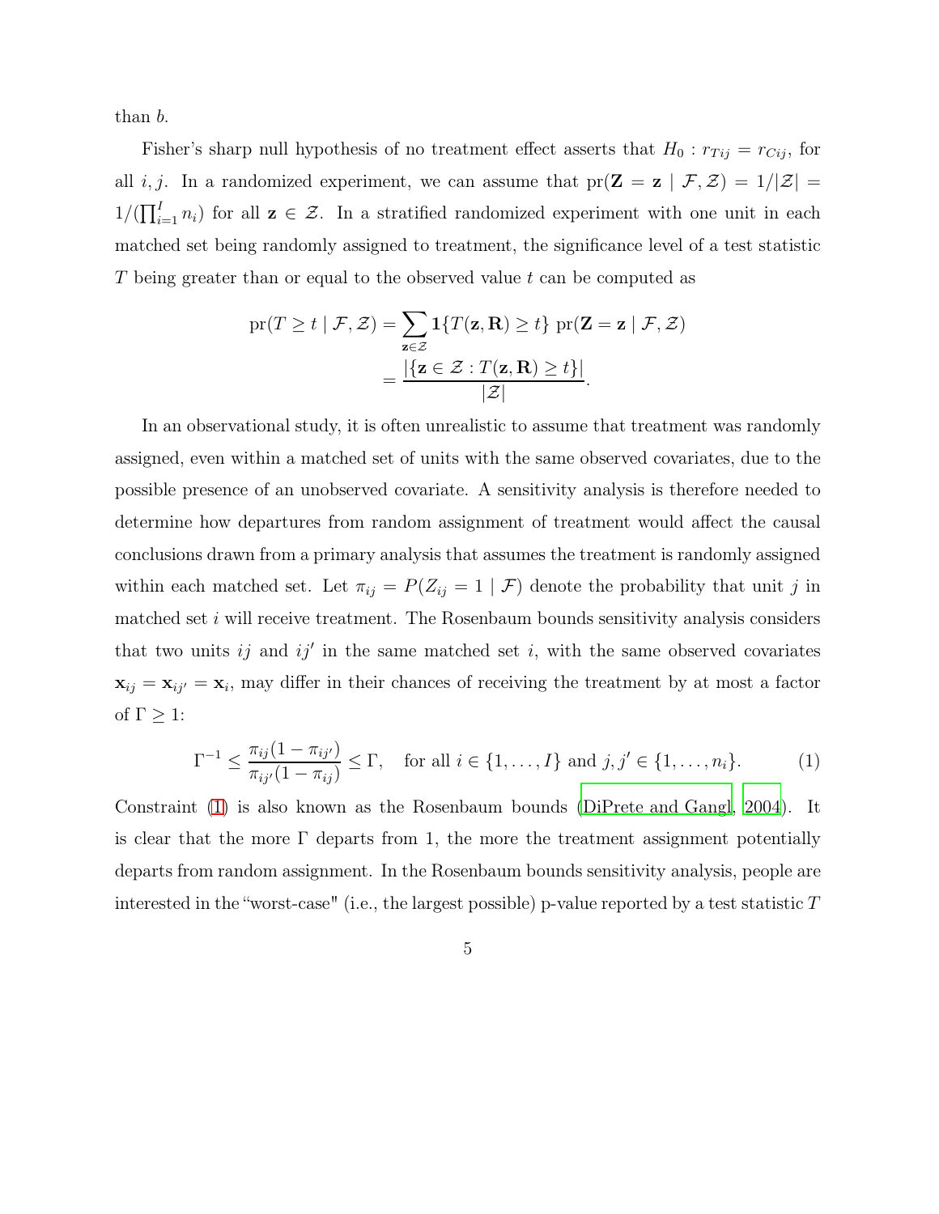than $b$.

Fisher's sharp null hypothesis of no treatment effect asserts that $H_0 : r_{Tij} = r_{Cij}$, for all $i, j$. In a randomized experiment, we can assume that $\text{pr}(\mathbf{Z} = \mathbf{z} \mid \mathcal{F}, \mathcal{Z}) = 1/|\mathcal{Z}| = 1/(\prod_{i=1}^{I} n_i)$ for all $\mathbf{z} \in \mathcal{Z}$. In a stratified randomized experiment with one unit in each matched set being randomly assigned to treatment, the significance level of a test statistic $T$ being greater than or equal to the observed value $t$ can be computed as

$$\begin{aligned}
\text{pr}(T \geq t \mid \mathcal{F}, \mathcal{Z}) &= \sum_{\mathbf{z} \in \mathcal{Z}} \mathbf{1}\{T(\mathbf{z}, \mathbf{R}) \geq t\} \ \text{pr}(\mathbf{Z} = \mathbf{z} \mid \mathcal{F}, \mathcal{Z}) \\
&= \frac{|\{\mathbf{z} \in \mathcal{Z} : T(\mathbf{z}, \mathbf{R}) \geq t\}|}{|\mathcal{Z}|}.
\end{aligned}$$

In an observational study, it is often unrealistic to assume that treatment was randomly assigned, even within a matched set of units with the same observed covariates, due to the possible presence of an unobserved covariate. A sensitivity analysis is therefore needed to determine how departures from random assignment of treatment would affect the causal conclusions drawn from a primary analysis that assumes the treatment is randomly assigned within each matched set. Let $\pi_{ij} = P(Z_{ij} = 1 \mid \mathcal{F})$ denote the probability that unit $j$ in matched set $i$ will receive treatment. The Rosenbaum bounds sensitivity analysis considers that two units $ij$ and $ij'$ in the same matched set $i$, with the same observed covariates $\mathbf{x}_{ij} = \mathbf{x}_{ij'} = \mathbf{x}_i$, may differ in their chances of receiving the treatment by at most a factor of $\Gamma \geq 1$:

$$\Gamma^{-1} \leq \frac{\pi_{ij}(1 - \pi_{ij'})}{\pi_{ij'}(1 - \pi_{ij})} \leq \Gamma, \quad \text{for all } i \in \{1, \ldots, I\} \text{ and } j, j' \in \{1, \ldots, n_i\}. \tag{1}$$

Constraint (1) is also known as the Rosenbaum bounds (DiPrete and Gangl, 2004). It is clear that the more $\Gamma$ departs from 1, the more the treatment assignment potentially departs from random assignment. In the Rosenbaum bounds sensitivity analysis, people are interested in the "worst-case" (i.e., the largest possible) p-value reported by a test statistic $T$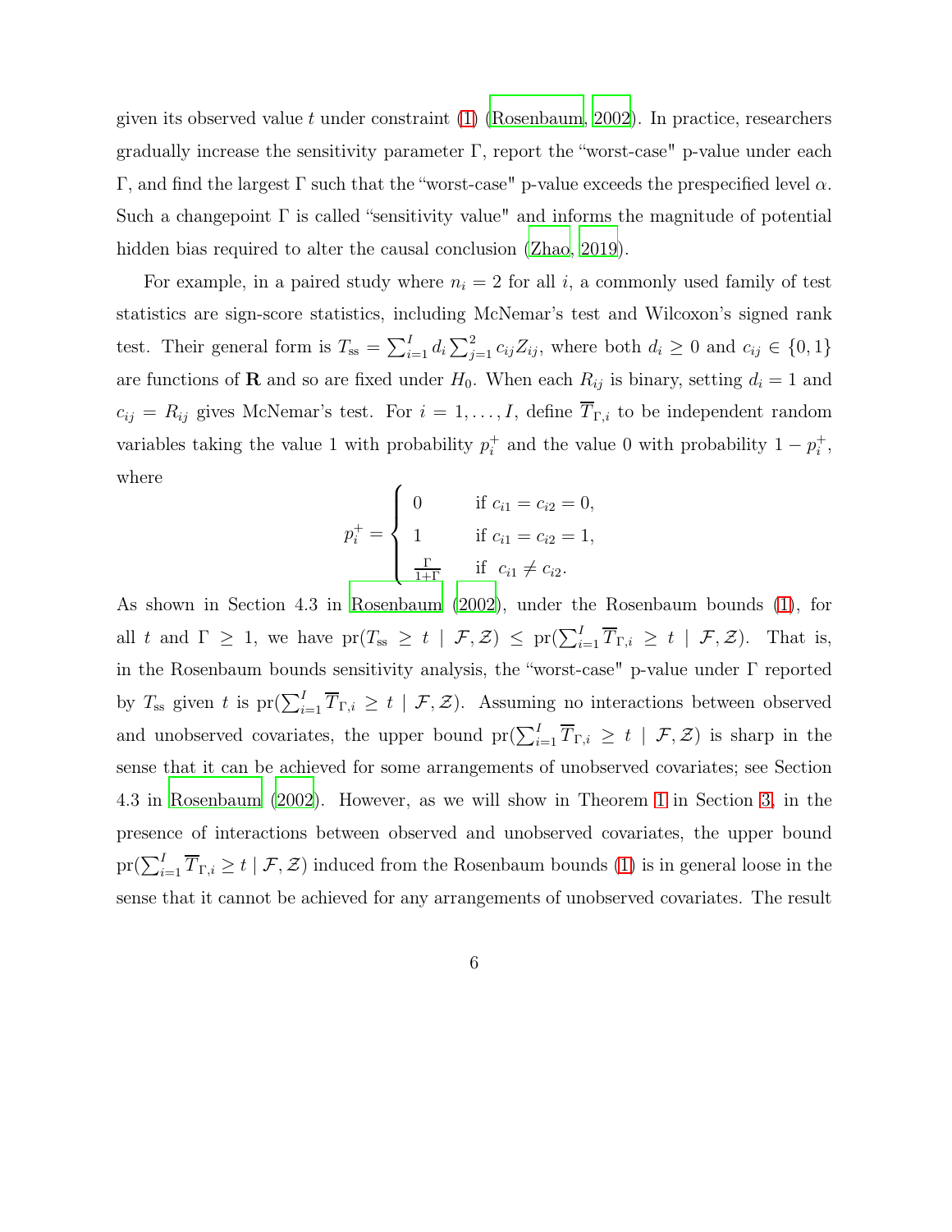given its observed value $t$ under constraint (1) (Rosenbaum, 2002). In practice, researchers gradually increase the sensitivity parameter $\Gamma$, report the "worst-case" p-value under each $\Gamma$, and find the largest $\Gamma$ such that the "worst-case" p-value exceeds the prespecified level $\alpha$. Such a changepoint $\Gamma$ is called "sensitivity value" and informs the magnitude of potential hidden bias required to alter the causal conclusion (Zhao, 2019).

For example, in a paired study where $n_i = 2$ for all $i$, a commonly used family of test statistics are sign-score statistics, including McNemar's test and Wilcoxon's signed rank test. Their general form is $T_{\text{ss}} = \sum_{i=1}^{I} d_i \sum_{j=1}^{2} c_{ij} Z_{ij}$, where both $d_i \geq 0$ and $c_{ij} \in \{0, 1\}$ are functions of $\mathbf{R}$ and so are fixed under $H_0$. When each $R_{ij}$ is binary, setting $d_i = 1$ and $c_{ij} = R_{ij}$ gives McNemar's test. For $i = 1, \ldots, I$, define $\overline{T}_{\Gamma,i}$ to be independent random variables taking the value 1 with probability $p_i^+$ and the value 0 with probability $1 - p_i^+$, where

$$
p_i^+ = \begin{cases} 0 & \text{if } c_{i1} = c_{i2} = 0, \\ 1 & \text{if } c_{i1} = c_{i2} = 1, \\ \frac{\Gamma}{1+\Gamma} & \text{if } c_{i1} \neq c_{i2}. \end{cases}
$$

As shown in Section 4.3 in Rosenbaum (2002), under the Rosenbaum bounds (1), for all $t$ and $\Gamma \geq 1$, we have $\text{pr}(T_{\text{ss}} \geq t \mid \mathcal{F}, \mathcal{Z}) \leq \text{pr}(\sum_{i=1}^{I} \overline{T}_{\Gamma,i} \geq t \mid \mathcal{F}, \mathcal{Z})$. That is, in the Rosenbaum bounds sensitivity analysis, the "worst-case" p-value under $\Gamma$ reported by $T_{\text{ss}}$ given $t$ is $\text{pr}(\sum_{i=1}^{I} \overline{T}_{\Gamma,i} \geq t \mid \mathcal{F}, \mathcal{Z})$. Assuming no interactions between observed and unobserved covariates, the upper bound $\text{pr}(\sum_{i=1}^{I} \overline{T}_{\Gamma,i} \geq t \mid \mathcal{F}, \mathcal{Z})$ is sharp in the sense that it can be achieved for some arrangements of unobserved covariates; see Section 4.3 in Rosenbaum (2002). However, as we will show in Theorem 1 in Section 3, in the presence of interactions between observed and unobserved covariates, the upper bound $\text{pr}(\sum_{i=1}^{I} \overline{T}_{\Gamma,i} \geq t \mid \mathcal{F}, \mathcal{Z})$ induced from the Rosenbaum bounds (1) is in general loose in the sense that it cannot be achieved for any arrangements of unobserved covariates. The result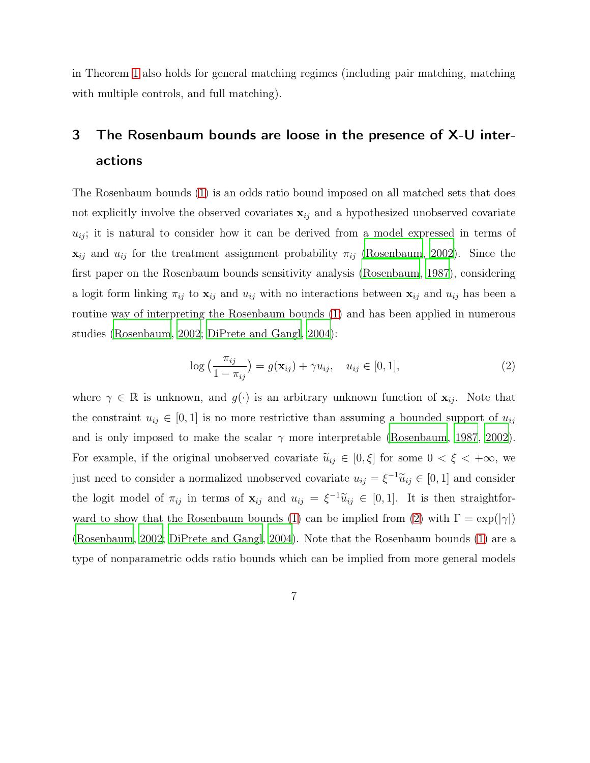in Theorem 1 also holds for general matching regimes (including pair matching, matching with multiple controls, and full matching).

## 3 The Rosenbaum bounds are loose in the presence of X-U interactions

The Rosenbaum bounds (1) is an odds ratio bound imposed on all matched sets that does not explicitly involve the observed covariates $\mathbf{x}_{ij}$ and a hypothesized unobserved covariate $u_{ij}$; it is natural to consider how it can be derived from a model expressed in terms of $\mathbf{x}_{ij}$ and $u_{ij}$ for the treatment assignment probability $\pi_{ij}$ (Rosenbaum, 2002). Since the first paper on the Rosenbaum bounds sensitivity analysis (Rosenbaum, 1987), considering a logit form linking $\pi_{ij}$ to $\mathbf{x}_{ij}$ and $u_{ij}$ with no interactions between $\mathbf{x}_{ij}$ and $u_{ij}$ has been a routine way of interpreting the Rosenbaum bounds (1) and has been applied in numerous studies (Rosenbaum, 2002; DiPrete and Gangl, 2004):

$$\log\big(\frac{\pi_{ij}}{1-\pi_{ij}}\big) = g(\mathbf{x}_{ij}) + \gamma u_{ij}, \quad u_{ij} \in [0, 1], \tag{2}$$

where $\gamma \in \mathbb{R}$ is unknown, and $g(\cdot)$ is an arbitrary unknown function of $\mathbf{x}_{ij}$. Note that the constraint $u_{ij} \in [0, 1]$ is no more restrictive than assuming a bounded support of $u_{ij}$ and is only imposed to make the scalar $\gamma$ more interpretable (Rosenbaum, 1987, 2002). For example, if the original unobserved covariate $\widetilde{u}_{ij} \in [0, \xi]$ for some $0 < \xi < +\infty$, we just need to consider a normalized unobserved covariate $u_{ij} = \xi^{-1}\widetilde{u}_{ij} \in [0, 1]$ and consider the logit model of $\pi_{ij}$ in terms of $\mathbf{x}_{ij}$ and $u_{ij} = \xi^{-1}\widetilde{u}_{ij} \in [0, 1]$. It is then straightforward to show that the Rosenbaum bounds (1) can be implied from (2) with $\Gamma = \exp(|\gamma|)$ (Rosenbaum, 2002; DiPrete and Gangl, 2004). Note that the Rosenbaum bounds (1) are a type of nonparametric odds ratio bounds which can be implied from more general models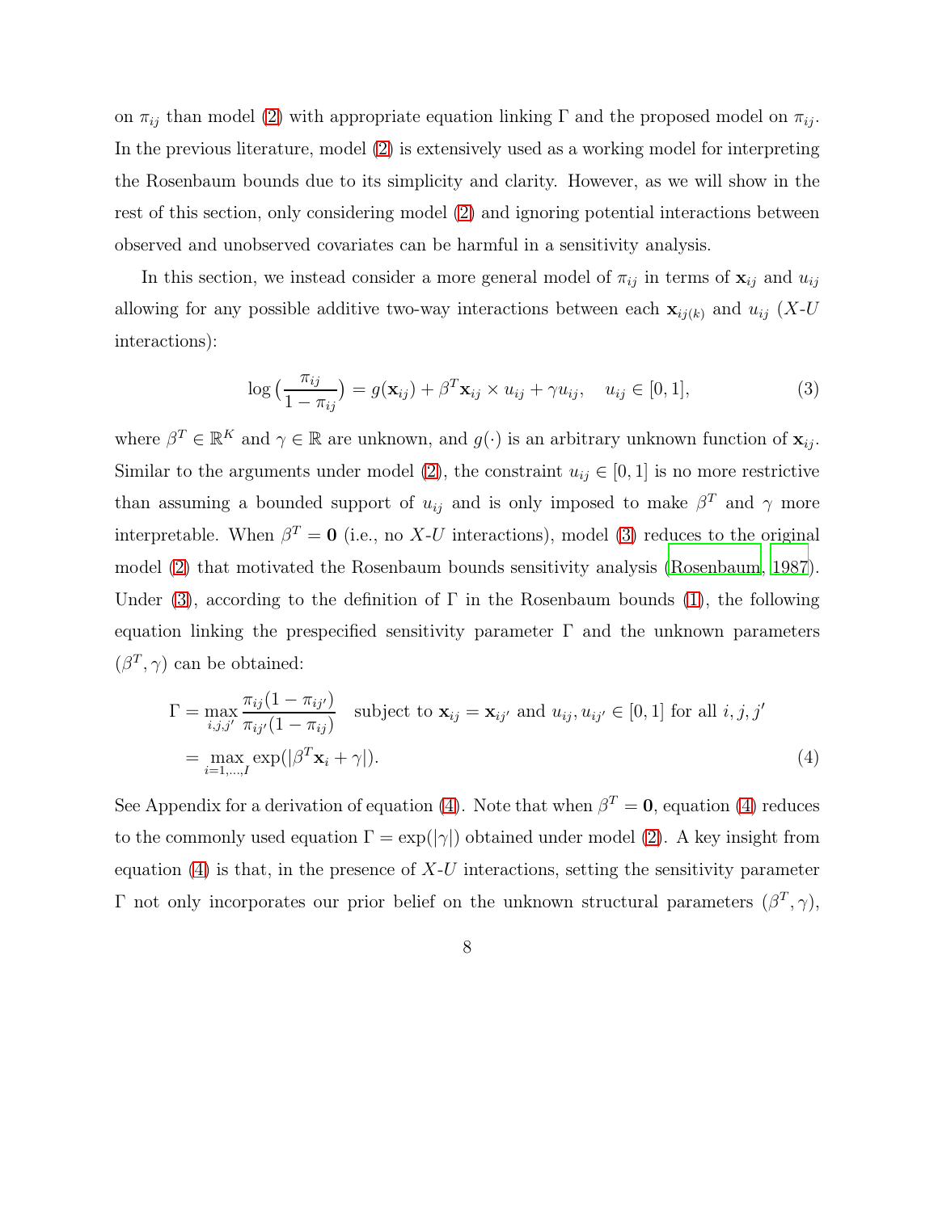on $\pi_{ij}$ than model (2) with appropriate equation linking $\Gamma$ and the proposed model on $\pi_{ij}$. In the previous literature, model (2) is extensively used as a working model for interpreting the Rosenbaum bounds due to its simplicity and clarity. However, as we will show in the rest of this section, only considering model (2) and ignoring potential interactions between observed and unobserved covariates can be harmful in a sensitivity analysis.

In this section, we instead consider a more general model of $\pi_{ij}$ in terms of $\mathbf{x}_{ij}$ and $u_{ij}$ allowing for any possible additive two-way interactions between each $\mathbf{x}_{ij(k)}$ and $u_{ij}$ (*X*-*U* interactions):

$$\log\Big(\frac{\pi_{ij}}{1-\pi_{ij}}\Big) = g(\mathbf{x}_{ij}) + \beta^T \mathbf{x}_{ij} \times u_{ij} + \gamma u_{ij}, \quad u_{ij} \in [0,1], \tag{3}$$

where $\beta^T \in \mathbb{R}^K$ and $\gamma \in \mathbb{R}$ are unknown, and $g(\cdot)$ is an arbitrary unknown function of $\mathbf{x}_{ij}$. Similar to the arguments under model (2), the constraint $u_{ij} \in [0,1]$ is no more restrictive than assuming a bounded support of $u_{ij}$ and is only imposed to make $\beta^T$ and $\gamma$ more interpretable. When $\beta^T = \mathbf{0}$ (i.e., no *X*-*U* interactions), model (3) reduces to the original model (2) that motivated the Rosenbaum bounds sensitivity analysis (Rosenbaum, 1987). Under (3), according to the definition of $\Gamma$ in the Rosenbaum bounds (1), the following equation linking the prespecified sensitivity parameter $\Gamma$ and the unknown parameters $(\beta^T, \gamma)$ can be obtained:

$$\begin{aligned}
\Gamma &= \max_{i,j,j'} \frac{\pi_{ij}(1-\pi_{ij'})}{\pi_{ij'}(1-\pi_{ij})} \quad \text{subject to } \mathbf{x}_{ij} = \mathbf{x}_{ij'} \text{ and } u_{ij}, u_{ij'} \in [0,1] \text{ for all } i, j, j' \\
&= \max_{i=1,\dots,I} \exp(|\beta^T \mathbf{x}_i + \gamma|).
\end{aligned} \tag{4}$$

See Appendix for a derivation of equation (4). Note that when $\beta^T = \mathbf{0}$, equation (4) reduces to the commonly used equation $\Gamma = \exp(|\gamma|)$ obtained under model (2). A key insight from equation (4) is that, in the presence of *X*-*U* interactions, setting the sensitivity parameter $\Gamma$ not only incorporates our prior belief on the unknown structural parameters $(\beta^T, \gamma)$,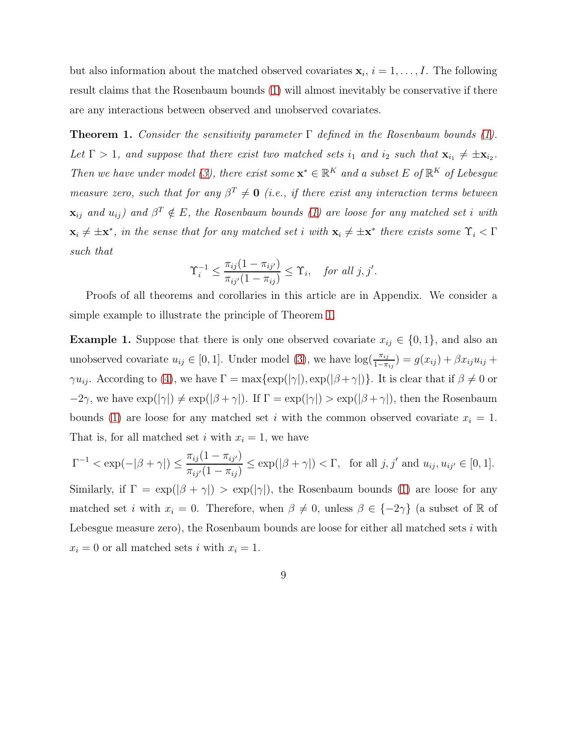but also information about the matched observed covariates $\mathbf{x}_i$, $i = 1, \ldots, I$. The following result claims that the Rosenbaum bounds (1) will almost inevitably be conservative if there are any interactions between observed and unobserved covariates.

**Theorem 1.** *Consider the sensitivity parameter $\Gamma$ defined in the Rosenbaum bounds (1). Let $\Gamma > 1$, and suppose that there exist two matched sets $i_1$ and $i_2$ such that $\mathbf{x}_{i_1} \neq \pm \mathbf{x}_{i_2}$. Then we have under model (3), there exist some $\mathbf{x}^* \in \mathbb{R}^K$ and a subset $E$ of $\mathbb{R}^K$ of Lebesgue measure zero, such that for any $\beta^T \neq \mathbf{0}$ (i.e., if there exist any interaction terms between $\mathbf{x}_{ij}$ and $u_{ij}$) and $\beta^T \notin E$, the Rosenbaum bounds (1) are loose for any matched set $i$ with $\mathbf{x}_i \neq \pm \mathbf{x}^*$, in the sense that for any matched set $i$ with $\mathbf{x}_i \neq \pm \mathbf{x}^*$ there exists some $\Upsilon_i < \Gamma$ such that*

$$\Upsilon_i^{-1} \leq \frac{\pi_{ij}(1-\pi_{ij'})}{\pi_{ij'}(1-\pi_{ij})} \leq \Upsilon_i, \quad \textit{for all } j, j'.$$

Proofs of all theorems and corollaries in this article are in Appendix. We consider a simple example to illustrate the principle of Theorem 1.

**Example 1.** Suppose that there is only one observed covariate $x_{ij} \in \{0, 1\}$, and also an unobserved covariate $u_{ij} \in [0, 1]$. Under model (3), we have $\log(\frac{\pi_{ij}}{1-\pi_{ij}}) = g(x_{ij}) + \beta x_{ij} u_{ij} + \gamma u_{ij}$. According to (4), we have $\Gamma = \max\{\exp(|\gamma|), \exp(|\beta + \gamma|)\}$. It is clear that if $\beta \neq 0$ or $-2\gamma$, we have $\exp(|\gamma|) \neq \exp(|\beta + \gamma|)$. If $\Gamma = \exp(|\gamma|) > \exp(|\beta + \gamma|)$, then the Rosenbaum bounds (1) are loose for any matched set $i$ with the common observed covariate $x_i = 1$. That is, for all matched set $i$ with $x_i = 1$, we have

$$\Gamma^{-1} < \exp(-|\beta+\gamma|) \leq \frac{\pi_{ij}(1-\pi_{ij'})}{\pi_{ij'}(1-\pi_{ij})} \leq \exp(|\beta+\gamma|) < \Gamma, \quad \text{for all } j, j' \text{ and } u_{ij}, u_{ij'} \in [0, 1].$$

Similarly, if $\Gamma = \exp(|\beta + \gamma|) > \exp(|\gamma|)$, the Rosenbaum bounds (1) are loose for any matched set $i$ with $x_i = 0$. Therefore, when $\beta \neq 0$, unless $\beta \in \{-2\gamma\}$ (a subset of $\mathbb{R}$ of Lebesgue measure zero), the Rosenbaum bounds are loose for either all matched sets $i$ with $x_i = 0$ or all matched sets $i$ with $x_i = 1$.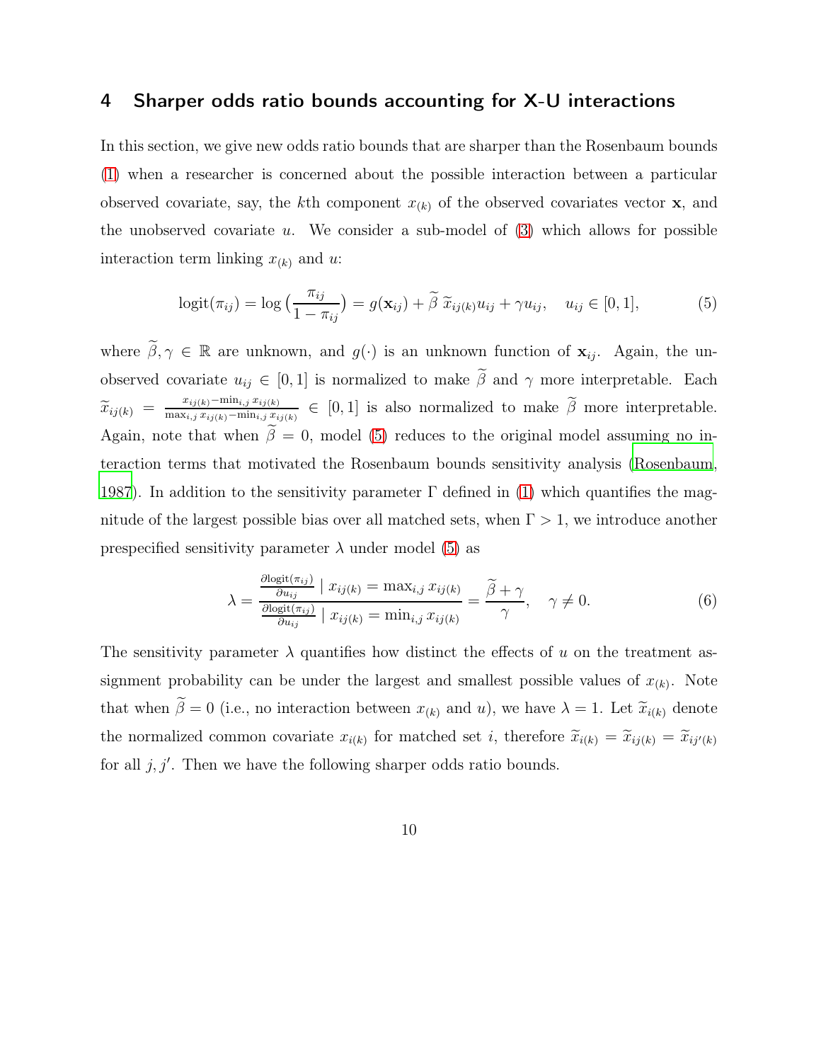## 4 Sharper odds ratio bounds accounting for X-U interactions

In this section, we give new odds ratio bounds that are sharper than the Rosenbaum bounds (1) when a researcher is concerned about the possible interaction between a particular observed covariate, say, the $k$th component $x_{(k)}$ of the observed covariates vector $\mathbf{x}$, and the unobserved covariate $u$. We consider a sub-model of (3) which allows for possible interaction term linking $x_{(k)}$ and $u$:

$$\text{logit}(\pi_{ij}) = \log\big(\frac{\pi_{ij}}{1-\pi_{ij}}\big) = g(\mathbf{x}_{ij}) + \widetilde{\beta}\, \widetilde{x}_{ij(k)} u_{ij} + \gamma u_{ij}, \quad u_{ij} \in [0,1], \tag{5}$$

where $\widetilde{\beta}, \gamma \in \mathbb{R}$ are unknown, and $g(\cdot)$ is an unknown function of $\mathbf{x}_{ij}$. Again, the unobserved covariate $u_{ij} \in [0,1]$ is normalized to make $\widetilde{\beta}$ and $\gamma$ more interpretable. Each $\widetilde{x}_{ij(k)} = \frac{x_{ij(k)} - \min_{i,j} x_{ij(k)}}{\max_{i,j} x_{ij(k)} - \min_{i,j} x_{ij(k)}} \in [0,1]$ is also normalized to make $\widetilde{\beta}$ more interpretable. Again, note that when $\widetilde{\beta} = 0$, model (5) reduces to the original model assuming no interaction terms that motivated the Rosenbaum bounds sensitivity analysis (Rosenbaum, 1987). In addition to the sensitivity parameter $\Gamma$ defined in (1) which quantifies the magnitude of the largest possible bias over all matched sets, when $\Gamma > 1$, we introduce another prespecified sensitivity parameter $\lambda$ under model (5) as

$$\lambda = \frac{\frac{\partial \text{logit}(\pi_{ij})}{\partial u_{ij}} \mid x_{ij(k)} = \max_{i,j} x_{ij(k)}}{\frac{\partial \text{logit}(\pi_{ij})}{\partial u_{ij}} \mid x_{ij(k)} = \min_{i,j} x_{ij(k)}} = \frac{\widetilde{\beta} + \gamma}{\gamma}, \quad \gamma \neq 0. \tag{6}$$

The sensitivity parameter $\lambda$ quantifies how distinct the effects of $u$ on the treatment assignment probability can be under the largest and smallest possible values of $x_{(k)}$. Note that when $\widetilde{\beta} = 0$ (i.e., no interaction between $x_{(k)}$ and $u$), we have $\lambda = 1$. Let $\widetilde{x}_{i(k)}$ denote the normalized common covariate $x_{i(k)}$ for matched set $i$, therefore $\widetilde{x}_{i(k)} = \widetilde{x}_{ij(k)} = \widetilde{x}_{ij'(k)}$ for all $j, j'$. Then we have the following sharper odds ratio bounds.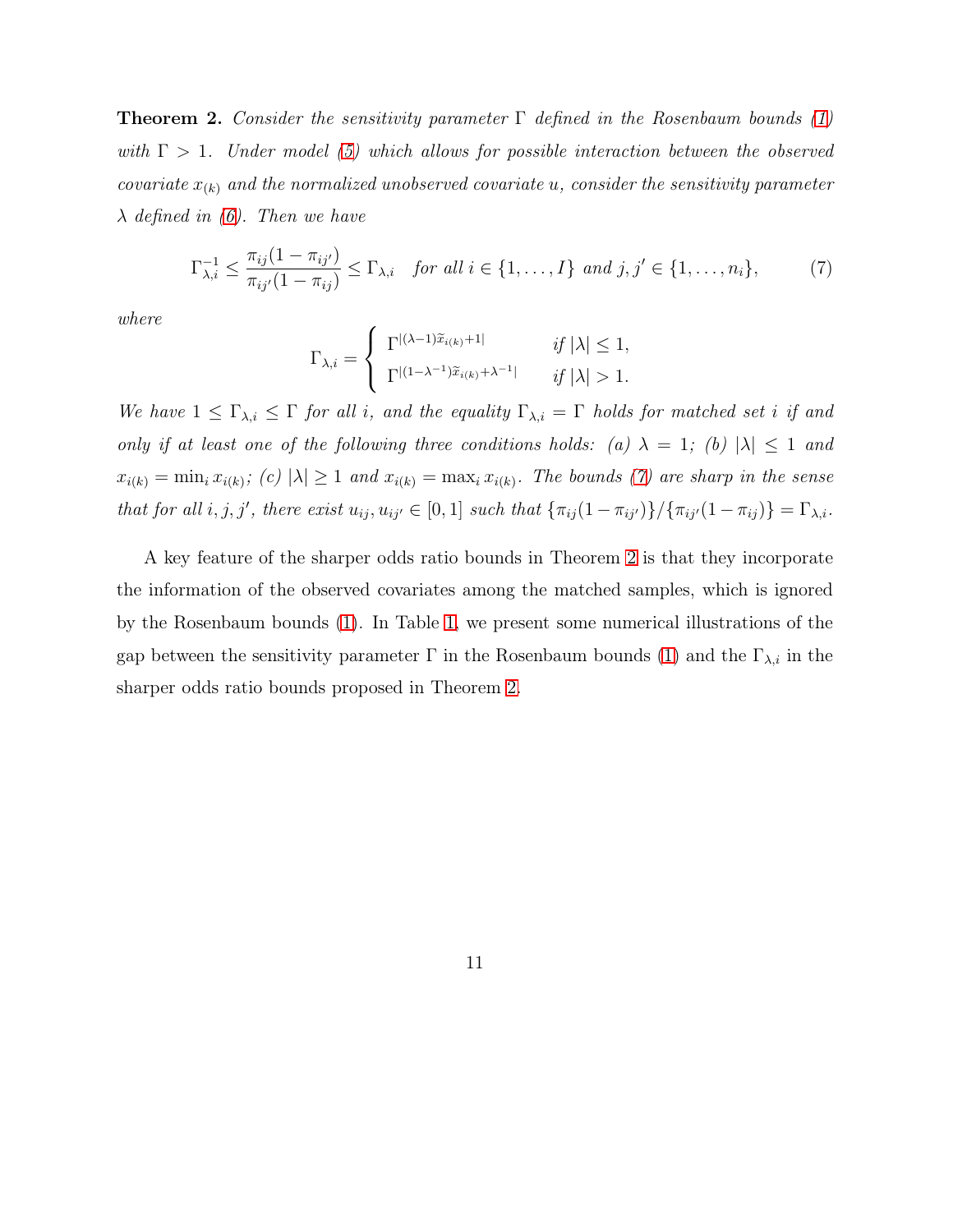**Theorem 2.** *Consider the sensitivity parameter $\Gamma$ defined in the Rosenbaum bounds (1) with $\Gamma > 1$. Under model (5) which allows for possible interaction between the observed covariate $x_{(k)}$ and the normalized unobserved covariate $u$, consider the sensitivity parameter $\lambda$ defined in (6). Then we have*

$$\Gamma_{\lambda,i}^{-1} \leq \frac{\pi_{ij}(1-\pi_{ij'})}{\pi_{ij'}(1-\pi_{ij})} \leq \Gamma_{\lambda,i} \quad \text{for all } i \in \{1,\ldots,I\} \text{ and } j,j' \in \{1,\ldots,n_i\}, \tag{7}$$

*where*

$$\Gamma_{\lambda,i} = \begin{cases} \Gamma^{|(\lambda-1)\widetilde{x}_{i(k)}+1|} & \text{if } |\lambda| \leq 1, \\ \Gamma^{|(1-\lambda^{-1})\widetilde{x}_{i(k)}+\lambda^{-1}|} & \text{if } |\lambda| > 1. \end{cases}$$

*We have $1 \leq \Gamma_{\lambda,i} \leq \Gamma$ for all $i$, and the equality $\Gamma_{\lambda,i} = \Gamma$ holds for matched set $i$ if and only if at least one of the following three conditions holds: (a) $\lambda = 1$; (b) $|\lambda| \leq 1$ and $x_{i(k)} = \min_i x_{i(k)}$; (c) $|\lambda| \geq 1$ and $x_{i(k)} = \max_i x_{i(k)}$. The bounds (7) are sharp in the sense that for all $i, j, j'$, there exist $u_{ij}, u_{ij'} \in [0,1]$ such that $\{\pi_{ij}(1-\pi_{ij'})\}/\{\pi_{ij'}(1-\pi_{ij})\} = \Gamma_{\lambda,i}$.*

A key feature of the sharper odds ratio bounds in Theorem 2 is that they incorporate the information of the observed covariates among the matched samples, which is ignored by the Rosenbaum bounds (1). In Table 1, we present some numerical illustrations of the gap between the sensitivity parameter $\Gamma$ in the Rosenbaum bounds (1) and the $\Gamma_{\lambda,i}$ in the sharper odds ratio bounds proposed in Theorem 2.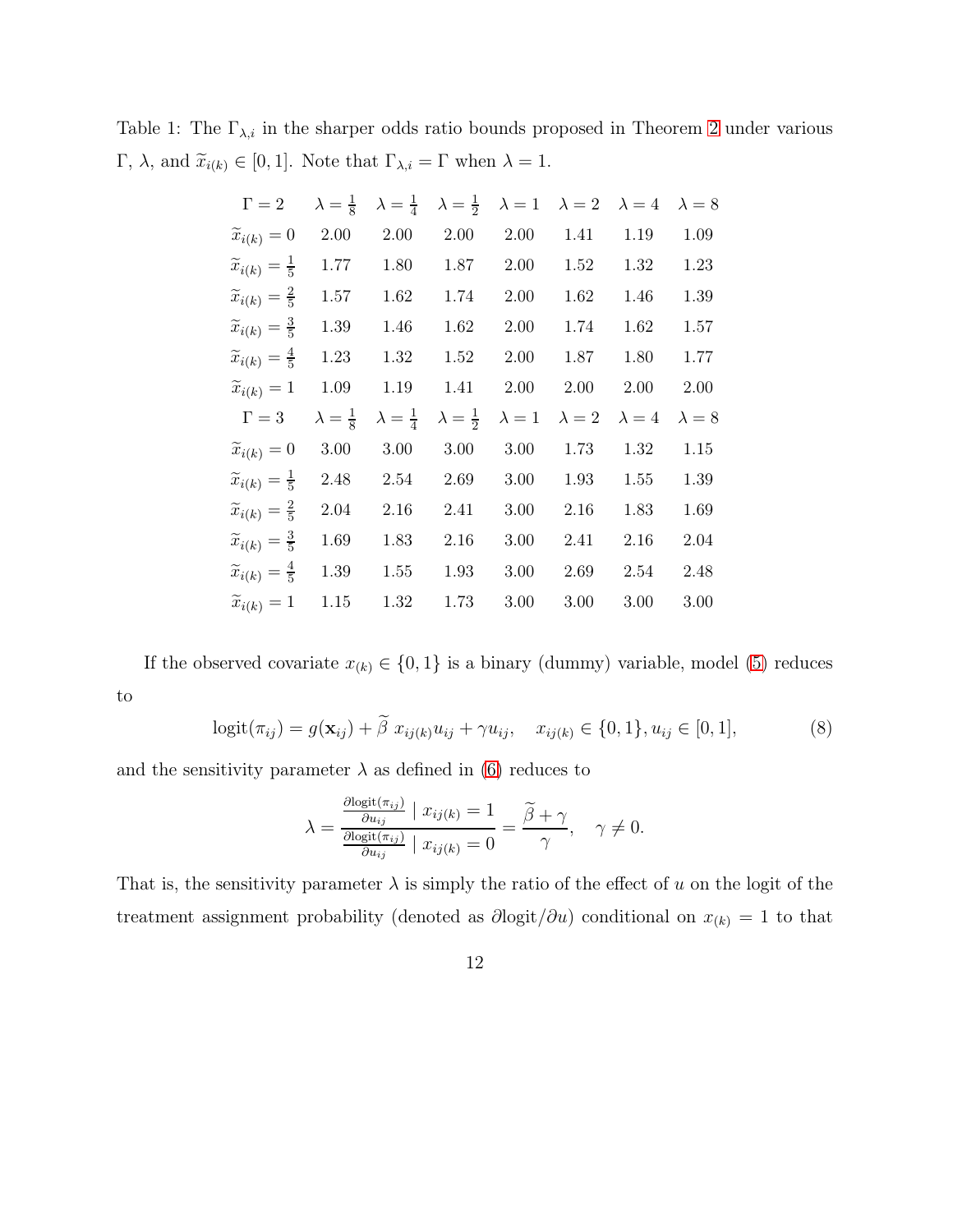Table 1: The $\Gamma_{\lambda,i}$ in the sharper odds ratio bounds proposed in Theorem 2 under various $\Gamma$, $\lambda$, and $\widetilde{x}_{i(k)} \in [0,1]$. Note that $\Gamma_{\lambda,i} = \Gamma$ when $\lambda = 1$.

| $\Gamma = 2$ | $\lambda = \frac{1}{8}$ | $\lambda = \frac{1}{4}$ | $\lambda = \frac{1}{2}$ | $\lambda = 1$ | $\lambda = 2$ | $\lambda = 4$ | $\lambda = 8$ |
|---|---|---|---|---|---|---|---|
| $\widetilde{x}_{i(k)} = 0$ | 2.00 | 2.00 | 2.00 | 2.00 | 1.41 | 1.19 | 1.09 |
| $\widetilde{x}_{i(k)} = \frac{1}{5}$ | 1.77 | 1.80 | 1.87 | 2.00 | 1.52 | 1.32 | 1.23 |
| $\widetilde{x}_{i(k)} = \frac{2}{5}$ | 1.57 | 1.62 | 1.74 | 2.00 | 1.62 | 1.46 | 1.39 |
| $\widetilde{x}_{i(k)} = \frac{3}{5}$ | 1.39 | 1.46 | 1.62 | 2.00 | 1.74 | 1.62 | 1.57 |
| $\widetilde{x}_{i(k)} = \frac{4}{5}$ | 1.23 | 1.32 | 1.52 | 2.00 | 1.87 | 1.80 | 1.77 |
| $\widetilde{x}_{i(k)} = 1$ | 1.09 | 1.19 | 1.41 | 2.00 | 2.00 | 2.00 | 2.00 |
| $\Gamma = 3$ | $\lambda = \frac{1}{8}$ | $\lambda = \frac{1}{4}$ | $\lambda = \frac{1}{2}$ | $\lambda = 1$ | $\lambda = 2$ | $\lambda = 4$ | $\lambda = 8$ |
| $\widetilde{x}_{i(k)} = 0$ | 3.00 | 3.00 | 3.00 | 3.00 | 1.73 | 1.32 | 1.15 |
| $\widetilde{x}_{i(k)} = \frac{1}{5}$ | 2.48 | 2.54 | 2.69 | 3.00 | 1.93 | 1.55 | 1.39 |
| $\widetilde{x}_{i(k)} = \frac{2}{5}$ | 2.04 | 2.16 | 2.41 | 3.00 | 2.16 | 1.83 | 1.69 |
| $\widetilde{x}_{i(k)} = \frac{3}{5}$ | 1.69 | 1.83 | 2.16 | 3.00 | 2.41 | 2.16 | 2.04 |
| $\widetilde{x}_{i(k)} = \frac{4}{5}$ | 1.39 | 1.55 | 1.93 | 3.00 | 2.69 | 2.54 | 2.48 |
| $\widetilde{x}_{i(k)} = 1$ | 1.15 | 1.32 | 1.73 | 3.00 | 3.00 | 3.00 | 3.00 |

If the observed covariate $x_{(k)} \in \{0,1\}$ is a binary (dummy) variable, model (5) reduces to

$$\text{logit}(\pi_{ij}) = g(\mathbf{x}_{ij}) + \widetilde{\beta}\ x_{ij(k)}u_{ij} + \gamma u_{ij}, \quad x_{ij(k)} \in \{0,1\}, u_{ij} \in [0,1], \tag{8}$$

and the sensitivity parameter $\lambda$ as defined in (6) reduces to

$$\lambda = \frac{\frac{\partial \text{logit}(\pi_{ij})}{\partial u_{ij}} \mid x_{ij(k)} = 1}{\frac{\partial \text{logit}(\pi_{ij})}{\partial u_{ij}} \mid x_{ij(k)} = 0} = \frac{\widetilde{\beta} + \gamma}{\gamma}, \quad \gamma \neq 0.$$

That is, the sensitivity parameter $\lambda$ is simply the ratio of the effect of $u$ on the logit of the treatment assignment probability (denoted as $\partial\text{logit}/\partial u$) conditional on $x_{(k)} = 1$ to that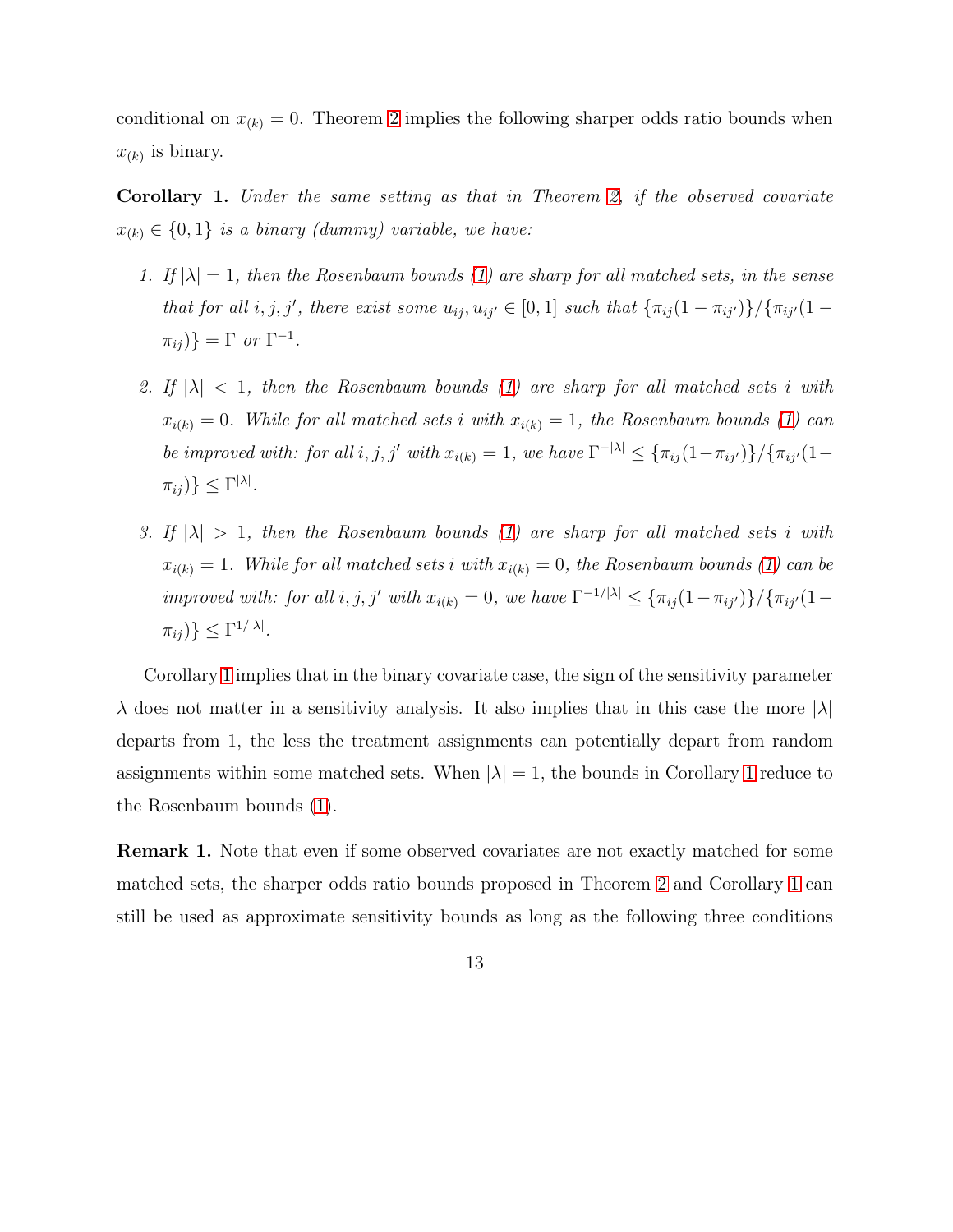conditional on $x_{(k)} = 0$. Theorem 2 implies the following sharper odds ratio bounds when $x_{(k)}$ is binary.

**Corollary 1.** *Under the same setting as that in Theorem 2, if the observed covariate $x_{(k)} \in \{0,1\}$ is a binary (dummy) variable, we have:*

1. *If $|\lambda| = 1$, then the Rosenbaum bounds (1) are sharp for all matched sets, in the sense that for all $i, j, j'$, there exist some $u_{ij}, u_{ij'} \in [0,1]$ such that $\{\pi_{ij}(1-\pi_{ij'})\}/\{\pi_{ij'}(1-\pi_{ij})\} = \Gamma$ or $\Gamma^{-1}$.*

2. *If $|\lambda| < 1$, then the Rosenbaum bounds (1) are sharp for all matched sets $i$ with $x_{i(k)} = 0$. While for all matched sets $i$ with $x_{i(k)} = 1$, the Rosenbaum bounds (1) can be improved with: for all $i, j, j'$ with $x_{i(k)} = 1$, we have $\Gamma^{-|\lambda|} \leq \{\pi_{ij}(1-\pi_{ij'})\}/\{\pi_{ij'}(1-\pi_{ij})\} \leq \Gamma^{|\lambda|}$.*

3. *If $|\lambda| > 1$, then the Rosenbaum bounds (1) are sharp for all matched sets $i$ with $x_{i(k)} = 1$. While for all matched sets $i$ with $x_{i(k)} = 0$, the Rosenbaum bounds (1) can be improved with: for all $i, j, j'$ with $x_{i(k)} = 0$, we have $\Gamma^{-1/|\lambda|} \leq \{\pi_{ij}(1-\pi_{ij'})\}/\{\pi_{ij'}(1-\pi_{ij})\} \leq \Gamma^{1/|\lambda|}$.*

Corollary 1 implies that in the binary covariate case, the sign of the sensitivity parameter $\lambda$ does not matter in a sensitivity analysis. It also implies that in this case the more $|\lambda|$ departs from 1, the less the treatment assignments can potentially depart from random assignments within some matched sets. When $|\lambda| = 1$, the bounds in Corollary 1 reduce to the Rosenbaum bounds (1).

**Remark 1.** Note that even if some observed covariates are not exactly matched for some matched sets, the sharper odds ratio bounds proposed in Theorem 2 and Corollary 1 can still be used as approximate sensitivity bounds as long as the following three conditions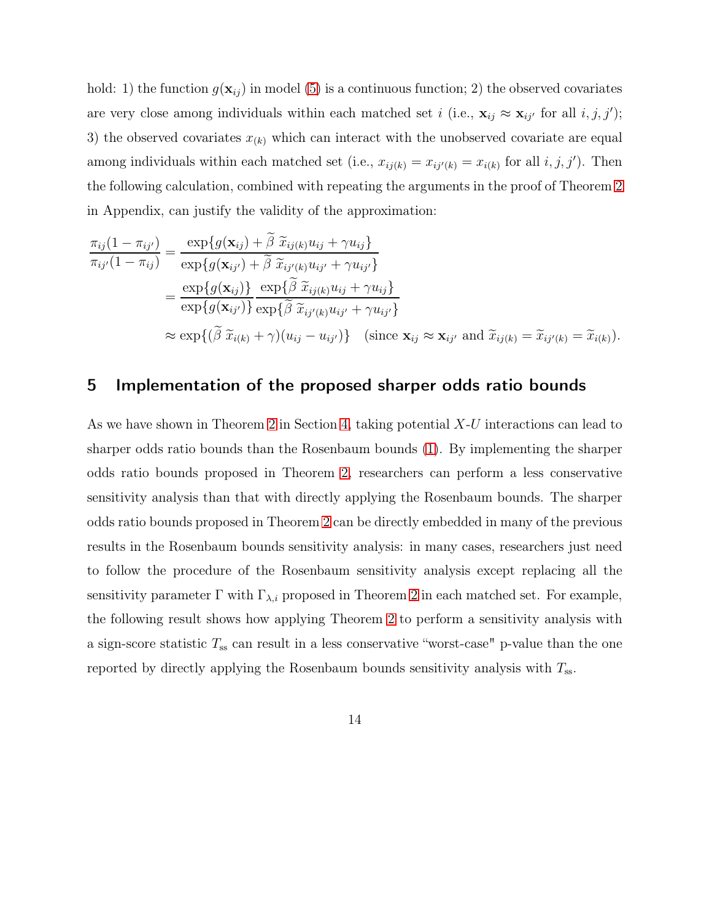hold: 1) the function $g(\mathbf{x}_{ij})$ in model (5) is a continuous function; 2) the observed covariates are very close among individuals within each matched set $i$ (i.e., $\mathbf{x}_{ij} \approx \mathbf{x}_{ij'}$ for all $i, j, j'$); 3) the observed covariates $x_{(k)}$ which can interact with the unobserved covariate are equal among individuals within each matched set (i.e., $x_{ij(k)} = x_{ij'(k)} = x_{i(k)}$ for all $i, j, j'$). Then the following calculation, combined with repeating the arguments in the proof of Theorem 2 in Appendix, can justify the validity of the approximation:

$$
\begin{aligned}
\frac{\pi_{ij}(1-\pi_{ij'})}{\pi_{ij'}(1-\pi_{ij})} &= \frac{\exp\{g(\mathbf{x}_{ij}) + \widetilde{\beta}\, \widetilde{x}_{ij(k)} u_{ij} + \gamma u_{ij}\}}{\exp\{g(\mathbf{x}_{ij'}) + \widetilde{\beta}\, \widetilde{x}_{ij'(k)} u_{ij'} + \gamma u_{ij'}\}} \\
&= \frac{\exp\{g(\mathbf{x}_{ij})\}}{\exp\{g(\mathbf{x}_{ij'})\}} \frac{\exp\{\widetilde{\beta}\, \widetilde{x}_{ij(k)} u_{ij} + \gamma u_{ij}\}}{\exp\{\widetilde{\beta}\, \widetilde{x}_{ij'(k)} u_{ij'} + \gamma u_{ij'}\}} \\
&\approx \exp\{(\widetilde{\beta}\, \widetilde{x}_{i(k)} + \gamma)(u_{ij} - u_{ij'})\} \quad (\text{since } \mathbf{x}_{ij} \approx \mathbf{x}_{ij'} \text{ and } \widetilde{x}_{ij(k)} = \widetilde{x}_{ij'(k)} = \widetilde{x}_{i(k)}).
\end{aligned}
$$

## 5 Implementation of the proposed sharper odds ratio bounds

As we have shown in Theorem 2 in Section 4, taking potential $X$-$U$ interactions can lead to sharper odds ratio bounds than the Rosenbaum bounds (1). By implementing the sharper odds ratio bounds proposed in Theorem 2, researchers can perform a less conservative sensitivity analysis than that with directly applying the Rosenbaum bounds. The sharper odds ratio bounds proposed in Theorem 2 can be directly embedded in many of the previous results in the Rosenbaum bounds sensitivity analysis: in many cases, researchers just need to follow the procedure of the Rosenbaum sensitivity analysis except replacing all the sensitivity parameter $\Gamma$ with $\Gamma_{\lambda,i}$ proposed in Theorem 2 in each matched set. For example, the following result shows how applying Theorem 2 to perform a sensitivity analysis with a sign-score statistic $T_{\text{ss}}$ can result in a less conservative "worst-case" p-value than the one reported by directly applying the Rosenbaum bounds sensitivity analysis with $T_{\text{ss}}$.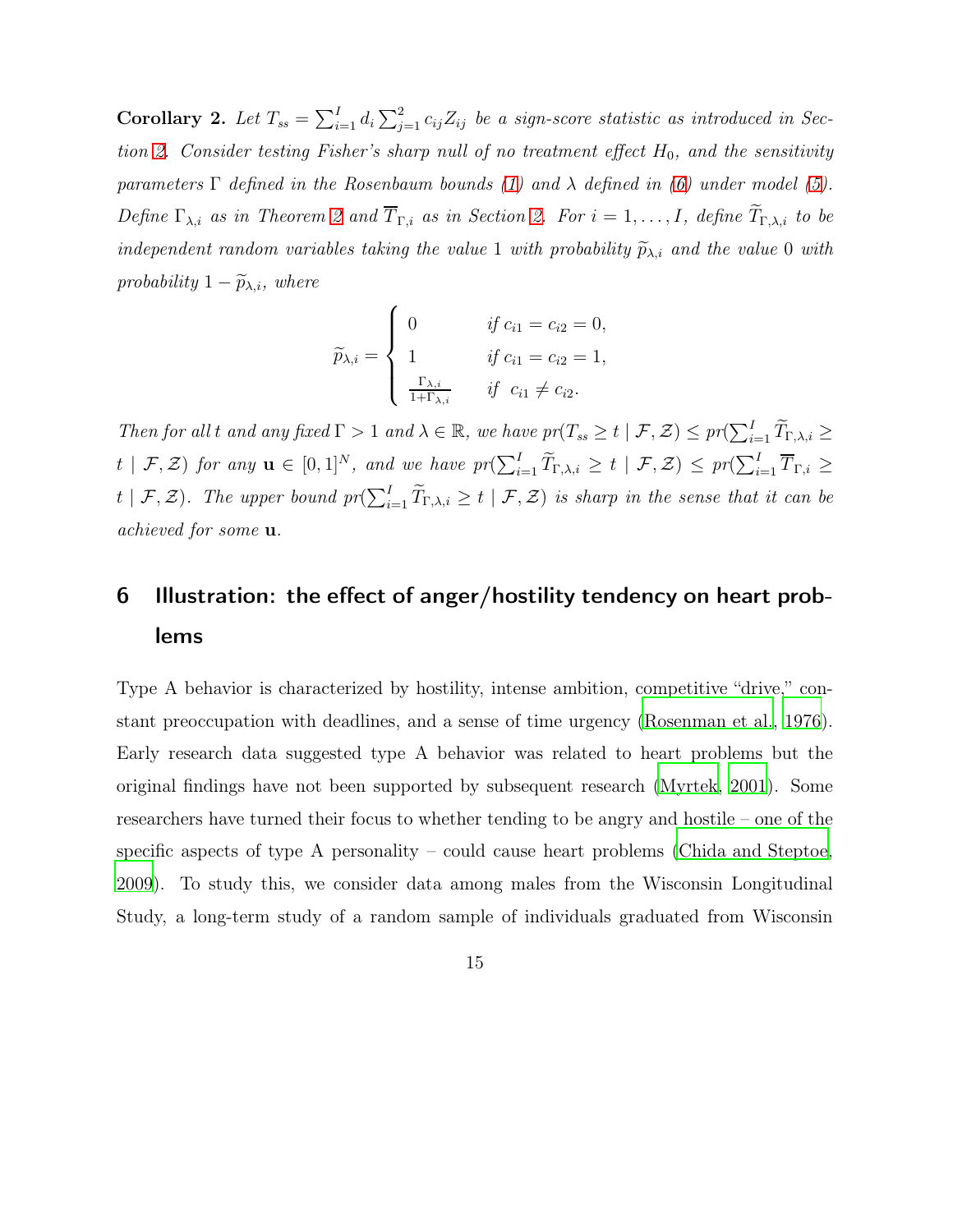**Corollary 2.** *Let $T_{ss} = \sum_{i=1}^{I} d_i \sum_{j=1}^{2} c_{ij} Z_{ij}$ be a sign-score statistic as introduced in Section 2. Consider testing Fisher's sharp null of no treatment effect $H_0$, and the sensitivity parameters $\Gamma$ defined in the Rosenbaum bounds (1) and $\lambda$ defined in (6) under model (5). Define $\Gamma_{\lambda,i}$ as in Theorem 2 and $\overline{T}_{\Gamma,i}$ as in Section 2. For $i = 1, \ldots, I$, define $\widetilde{T}_{\Gamma,\lambda,i}$ to be independent random variables taking the value 1 with probability $\widetilde{p}_{\lambda,i}$ and the value 0 with probability $1 - \widetilde{p}_{\lambda,i}$, where*

$$\widetilde{p}_{\lambda,i} = \begin{cases} 0 & \text{if } c_{i1} = c_{i2} = 0, \\ 1 & \text{if } c_{i1} = c_{i2} = 1, \\ \frac{\Gamma_{\lambda,i}}{1+\Gamma_{\lambda,i}} & \text{if } \ c_{i1} \neq c_{i2}. \end{cases}$$

*Then for all $t$ and any fixed $\Gamma > 1$ and $\lambda \in \mathbb{R}$, we have $pr(T_{ss} \geq t \mid \mathcal{F}, \mathcal{Z}) \leq pr(\sum_{i=1}^{I} \widetilde{T}_{\Gamma,\lambda,i} \geq t \mid \mathcal{F}, \mathcal{Z})$ for any $\mathbf{u} \in [0,1]^N$, and we have $pr(\sum_{i=1}^{I} \widetilde{T}_{\Gamma,\lambda,i} \geq t \mid \mathcal{F}, \mathcal{Z}) \leq pr(\sum_{i=1}^{I} \overline{T}_{\Gamma,i} \geq t \mid \mathcal{F}, \mathcal{Z})$. The upper bound $pr(\sum_{i=1}^{I} \widetilde{T}_{\Gamma,\lambda,i} \geq t \mid \mathcal{F}, \mathcal{Z})$ is sharp in the sense that it can be achieved for some $\mathbf{u}$.*

## 6 Illustration: the effect of anger/hostility tendency on heart problems

Type A behavior is characterized by hostility, intense ambition, competitive "drive," constant preoccupation with deadlines, and a sense of time urgency (Rosenman et al., 1976). Early research data suggested type A behavior was related to heart problems but the original findings have not been supported by subsequent research (Myrtek, 2001). Some researchers have turned their focus to whether tending to be angry and hostile – one of the specific aspects of type A personality – could cause heart problems (Chida and Steptoe, 2009). To study this, we consider data among males from the Wisconsin Longitudinal Study, a long-term study of a random sample of individuals graduated from Wisconsin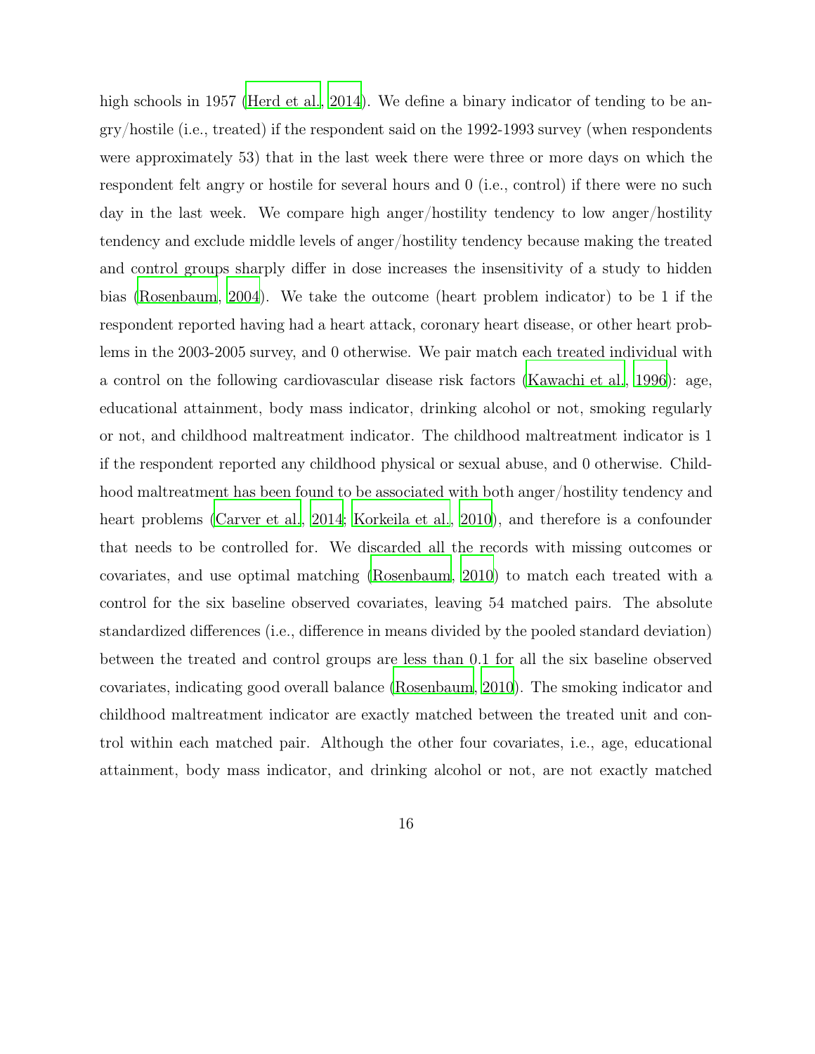high schools in 1957 (Herd et al., 2014). We define a binary indicator of tending to be angry/hostile (i.e., treated) if the respondent said on the 1992-1993 survey (when respondents were approximately 53) that in the last week there were three or more days on which the respondent felt angry or hostile for several hours and 0 (i.e., control) if there were no such day in the last week. We compare high anger/hostility tendency to low anger/hostility tendency and exclude middle levels of anger/hostility tendency because making the treated and control groups sharply differ in dose increases the insensitivity of a study to hidden bias (Rosenbaum, 2004). We take the outcome (heart problem indicator) to be 1 if the respondent reported having had a heart attack, coronary heart disease, or other heart problems in the 2003-2005 survey, and 0 otherwise. We pair match each treated individual with a control on the following cardiovascular disease risk factors (Kawachi et al., 1996): age, educational attainment, body mass indicator, drinking alcohol or not, smoking regularly or not, and childhood maltreatment indicator. The childhood maltreatment indicator is 1 if the respondent reported any childhood physical or sexual abuse, and 0 otherwise. Childhood maltreatment has been found to be associated with both anger/hostility tendency and heart problems (Carver et al., 2014; Korkeila et al., 2010), and therefore is a confounder that needs to be controlled for. We discarded all the records with missing outcomes or covariates, and use optimal matching (Rosenbaum, 2010) to match each treated with a control for the six baseline observed covariates, leaving 54 matched pairs. The absolute standardized differences (i.e., difference in means divided by the pooled standard deviation) between the treated and control groups are less than 0.1 for all the six baseline observed covariates, indicating good overall balance (Rosenbaum, 2010). The smoking indicator and childhood maltreatment indicator are exactly matched between the treated unit and control within each matched pair. Although the other four covariates, i.e., age, educational attainment, body mass indicator, and drinking alcohol or not, are not exactly matched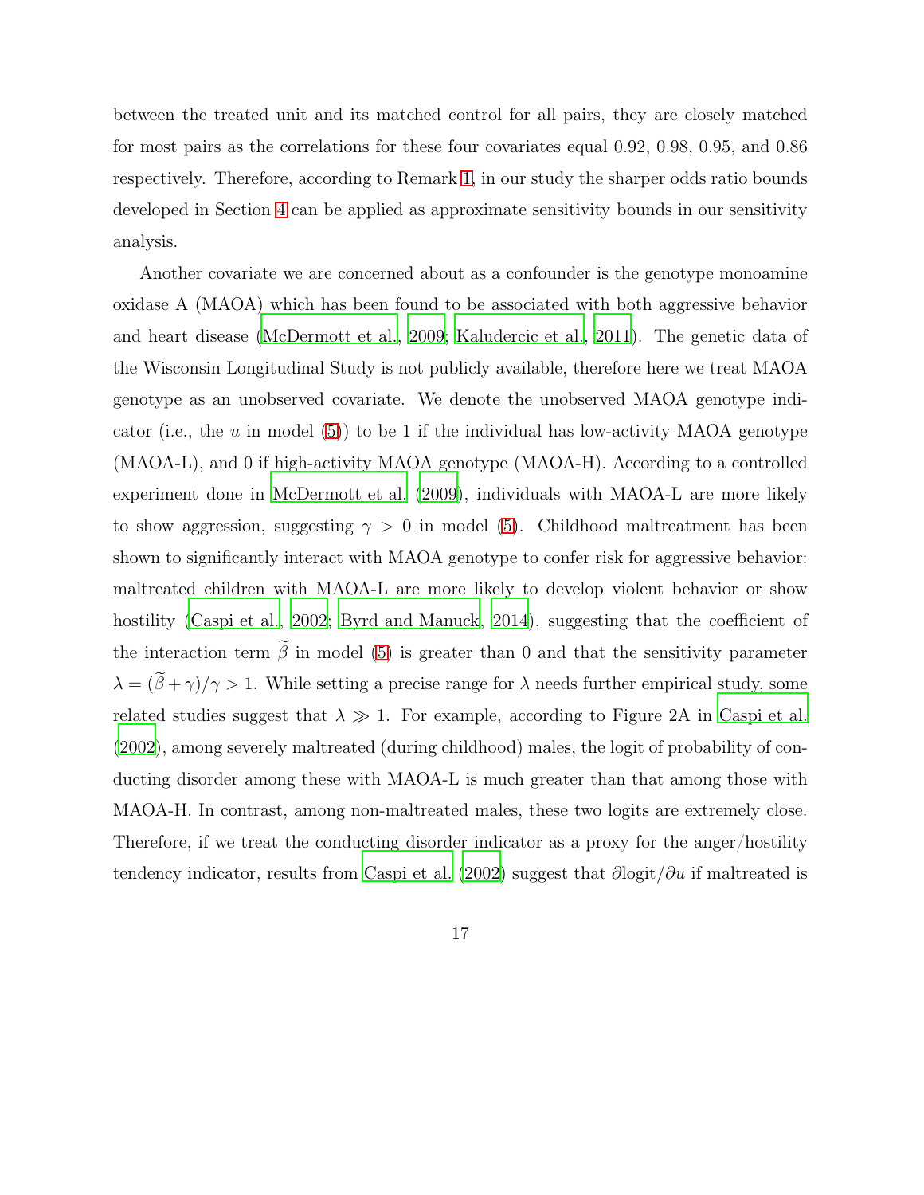between the treated unit and its matched control for all pairs, they are closely matched for most pairs as the correlations for these four covariates equal 0.92, 0.98, 0.95, and 0.86 respectively. Therefore, according to Remark 1, in our study the sharper odds ratio bounds developed in Section 4 can be applied as approximate sensitivity bounds in our sensitivity analysis.

Another covariate we are concerned about as a confounder is the genotype monoamine oxidase A (MAOA) which has been found to be associated with both aggressive behavior and heart disease (McDermott et al., 2009; Kaludercic et al., 2011). The genetic data of the Wisconsin Longitudinal Study is not publicly available, therefore here we treat MAOA genotype as an unobserved covariate. We denote the unobserved MAOA genotype indicator (i.e., the $u$ in model (5)) to be 1 if the individual has low-activity MAOA genotype (MAOA-L), and 0 if high-activity MAOA genotype (MAOA-H). According to a controlled experiment done in McDermott et al. (2009), individuals with MAOA-L are more likely to show aggression, suggesting $\gamma > 0$ in model (5). Childhood maltreatment has been shown to significantly interact with MAOA genotype to confer risk for aggressive behavior: maltreated children with MAOA-L are more likely to develop violent behavior or show hostility (Caspi et al., 2002; Byrd and Manuck, 2014), suggesting that the coefficient of the interaction term $\widetilde{\beta}$ in model (5) is greater than 0 and that the sensitivity parameter $\lambda = (\widetilde{\beta} + \gamma)/\gamma > 1$. While setting a precise range for $\lambda$ needs further empirical study, some related studies suggest that $\lambda \gg 1$. For example, according to Figure 2A in Caspi et al. (2002), among severely maltreated (during childhood) males, the logit of probability of conducting disorder among these with MAOA-L is much greater than that among those with MAOA-H. In contrast, among non-maltreated males, these two logits are extremely close. Therefore, if we treat the conducting disorder indicator as a proxy for the anger/hostility tendency indicator, results from Caspi et al. (2002) suggest that $\partial \text{logit}/\partial u$ if maltreated is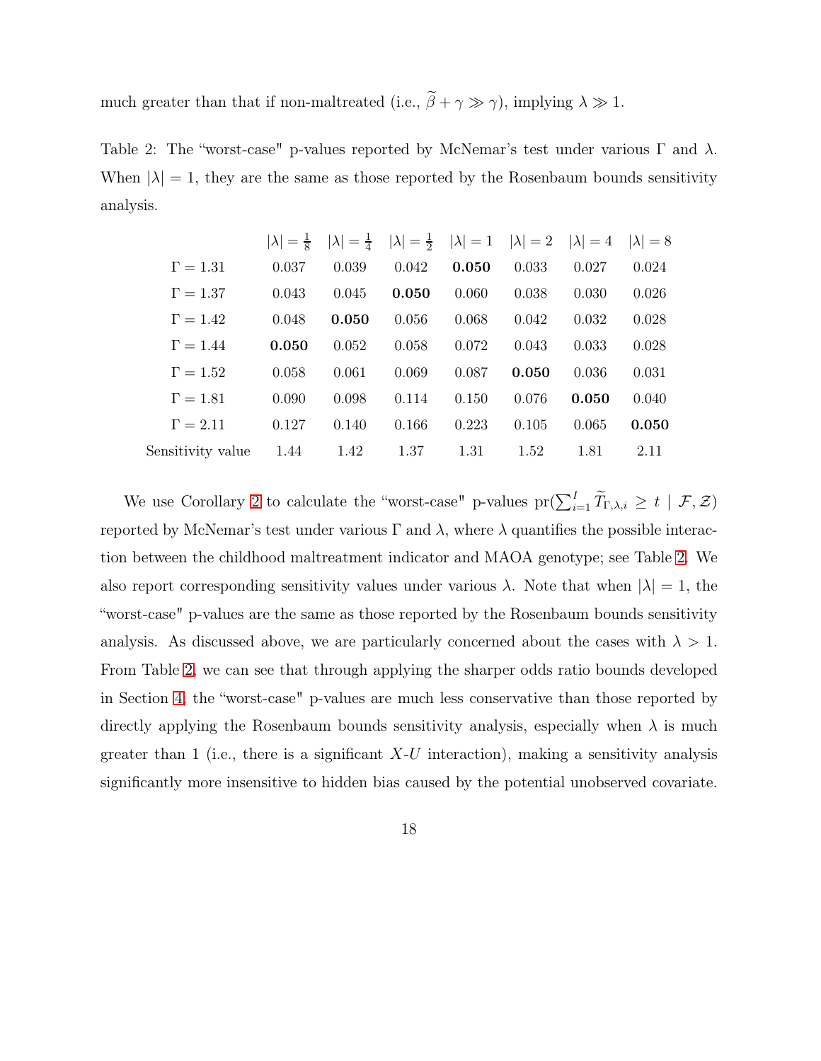much greater than that if non-maltreated (i.e., $\widetilde{\beta} + \gamma \gg \gamma$), implying $\lambda \gg 1$.

Table 2: The "worst-case" p-values reported by McNemar's test under various $\Gamma$ and $\lambda$. When $|\lambda| = 1$, they are the same as those reported by the Rosenbaum bounds sensitivity analysis.

| | $\lvert\lambda\rvert = \frac{1}{8}$ | $\lvert\lambda\rvert = \frac{1}{4}$ | $\lvert\lambda\rvert = \frac{1}{2}$ | $\lvert\lambda\rvert = 1$ | $\lvert\lambda\rvert = 2$ | $\lvert\lambda\rvert = 4$ | $\lvert\lambda\rvert = 8$ |
|---|---|---|---|---|---|---|---|
| $\Gamma = 1.31$ | 0.037 | 0.039 | 0.042 | **0.050** | 0.033 | 0.027 | 0.024 |
| $\Gamma = 1.37$ | 0.043 | 0.045 | **0.050** | 0.060 | 0.038 | 0.030 | 0.026 |
| $\Gamma = 1.42$ | 0.048 | **0.050** | 0.056 | 0.068 | 0.042 | 0.032 | 0.028 |
| $\Gamma = 1.44$ | **0.050** | 0.052 | 0.058 | 0.072 | 0.043 | 0.033 | 0.028 |
| $\Gamma = 1.52$ | 0.058 | 0.061 | 0.069 | 0.087 | **0.050** | 0.036 | 0.031 |
| $\Gamma = 1.81$ | 0.090 | 0.098 | 0.114 | 0.150 | 0.076 | **0.050** | 0.040 |
| $\Gamma = 2.11$ | 0.127 | 0.140 | 0.166 | 0.223 | 0.105 | 0.065 | **0.050** |
| Sensitivity value | 1.44 | 1.42 | 1.37 | 1.31 | 1.52 | 1.81 | 2.11 |

We use Corollary 2 to calculate the "worst-case" p-values $\text{pr}(\sum_{i=1}^{I} \widetilde{T}_{\Gamma,\lambda,i} \geq t \mid \mathcal{F}, \mathcal{Z})$ reported by McNemar's test under various $\Gamma$ and $\lambda$, where $\lambda$ quantifies the possible interaction between the childhood maltreatment indicator and MAOA genotype; see Table 2. We also report corresponding sensitivity values under various $\lambda$. Note that when $|\lambda| = 1$, the "worst-case" p-values are the same as those reported by the Rosenbaum bounds sensitivity analysis. As discussed above, we are particularly concerned about the cases with $\lambda > 1$. From Table 2, we can see that through applying the sharper odds ratio bounds developed in Section 4, the "worst-case" p-values are much less conservative than those reported by directly applying the Rosenbaum bounds sensitivity analysis, especially when $\lambda$ is much greater than 1 (i.e., there is a significant $X$-$U$ interaction), making a sensitivity analysis significantly more insensitive to hidden bias caused by the potential unobserved covariate.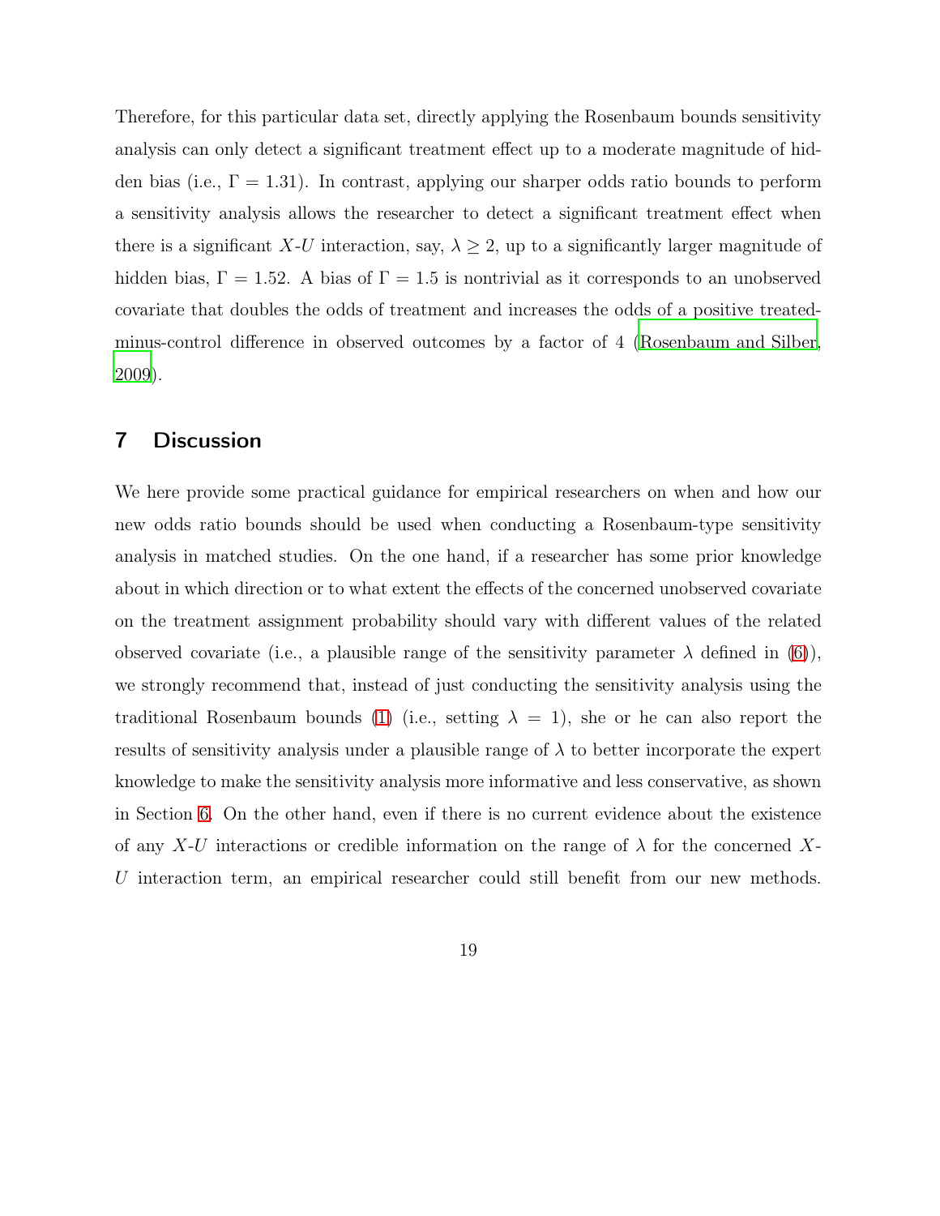Therefore, for this particular data set, directly applying the Rosenbaum bounds sensitivity analysis can only detect a significant treatment effect up to a moderate magnitude of hidden bias (i.e., $\Gamma = 1.31$). In contrast, applying our sharper odds ratio bounds to perform a sensitivity analysis allows the researcher to detect a significant treatment effect when there is a significant $X$-$U$ interaction, say, $\lambda \geq 2$, up to a significantly larger magnitude of hidden bias, $\Gamma = 1.52$. A bias of $\Gamma = 1.5$ is nontrivial as it corresponds to an unobserved covariate that doubles the odds of treatment and increases the odds of a positive treated-minus-control difference in observed outcomes by a factor of 4 (Rosenbaum and Silber, 2009).

## 7 Discussion

We here provide some practical guidance for empirical researchers on when and how our new odds ratio bounds should be used when conducting a Rosenbaum-type sensitivity analysis in matched studies. On the one hand, if a researcher has some prior knowledge about in which direction or to what extent the effects of the concerned unobserved covariate on the treatment assignment probability should vary with different values of the related observed covariate (i.e., a plausible range of the sensitivity parameter $\lambda$ defined in (6)), we strongly recommend that, instead of just conducting the sensitivity analysis using the traditional Rosenbaum bounds (1) (i.e., setting $\lambda = 1$), she or he can also report the results of sensitivity analysis under a plausible range of $\lambda$ to better incorporate the expert knowledge to make the sensitivity analysis more informative and less conservative, as shown in Section 6. On the other hand, even if there is no current evidence about the existence of any $X$-$U$ interactions or credible information on the range of $\lambda$ for the concerned $X$-$U$ interaction term, an empirical researcher could still benefit from our new methods.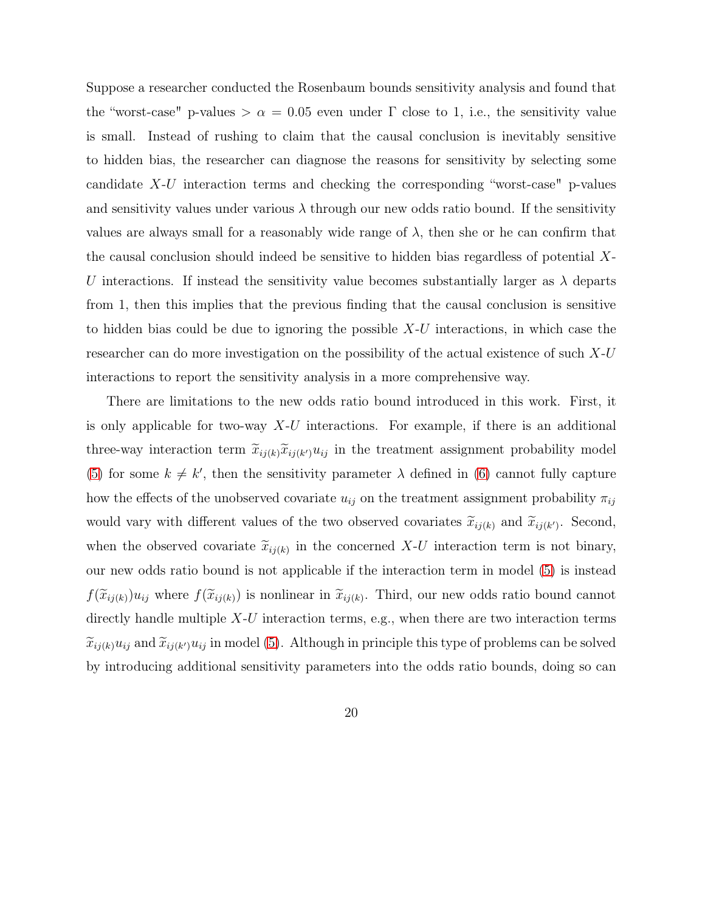Suppose a researcher conducted the Rosenbaum bounds sensitivity analysis and found that the "worst-case" p-values $> \alpha = 0.05$ even under $\Gamma$ close to 1, i.e., the sensitivity value is small. Instead of rushing to claim that the causal conclusion is inevitably sensitive to hidden bias, the researcher can diagnose the reasons for sensitivity by selecting some candidate $X$-$U$ interaction terms and checking the corresponding "worst-case" p-values and sensitivity values under various $\lambda$ through our new odds ratio bound. If the sensitivity values are always small for a reasonably wide range of $\lambda$, then she or he can confirm that the causal conclusion should indeed be sensitive to hidden bias regardless of potential $X$-$U$ interactions. If instead the sensitivity value becomes substantially larger as $\lambda$ departs from 1, then this implies that the previous finding that the causal conclusion is sensitive to hidden bias could be due to ignoring the possible $X$-$U$ interactions, in which case the researcher can do more investigation on the possibility of the actual existence of such $X$-$U$ interactions to report the sensitivity analysis in a more comprehensive way.

There are limitations to the new odds ratio bound introduced in this work. First, it is only applicable for two-way $X$-$U$ interactions. For example, if there is an additional three-way interaction term $\widetilde{x}_{ij(k)}\widetilde{x}_{ij(k')}u_{ij}$ in the treatment assignment probability model (5) for some $k \neq k'$, then the sensitivity parameter $\lambda$ defined in (6) cannot fully capture how the effects of the unobserved covariate $u_{ij}$ on the treatment assignment probability $\pi_{ij}$ would vary with different values of the two observed covariates $\widetilde{x}_{ij(k)}$ and $\widetilde{x}_{ij(k')}$. Second, when the observed covariate $\widetilde{x}_{ij(k)}$ in the concerned $X$-$U$ interaction term is not binary, our new odds ratio bound is not applicable if the interaction term in model (5) is instead $f(\widetilde{x}_{ij(k)})u_{ij}$ where $f(\widetilde{x}_{ij(k)})$ is nonlinear in $\widetilde{x}_{ij(k)}$. Third, our new odds ratio bound cannot directly handle multiple $X$-$U$ interaction terms, e.g., when there are two interaction terms $\widetilde{x}_{ij(k)}u_{ij}$ and $\widetilde{x}_{ij(k')}u_{ij}$ in model (5). Although in principle this type of problems can be solved by introducing additional sensitivity parameters into the odds ratio bounds, doing so can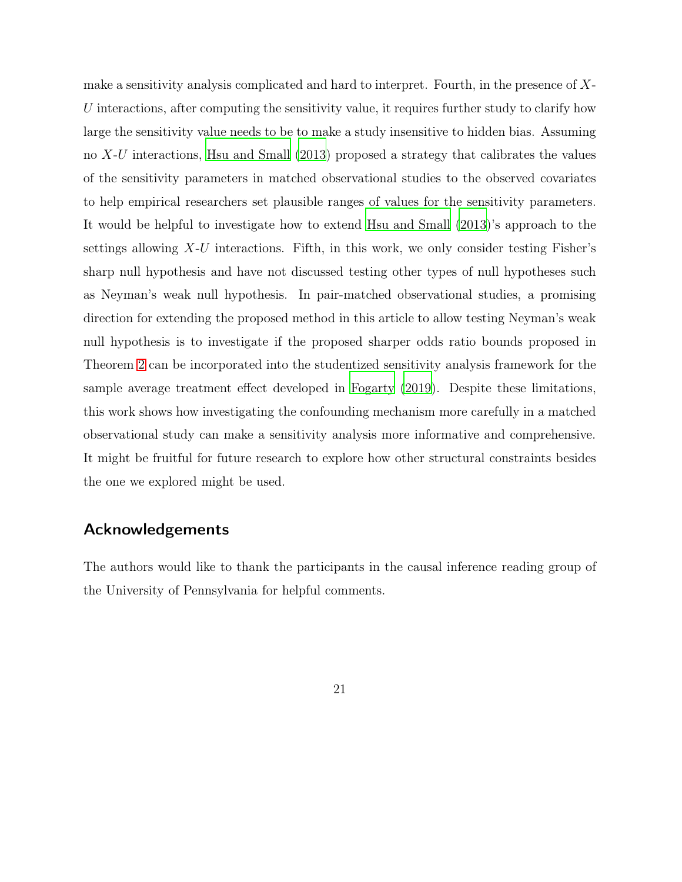make a sensitivity analysis complicated and hard to interpret. Fourth, in the presence of $X$-$U$ interactions, after computing the sensitivity value, it requires further study to clarify how large the sensitivity value needs to be to make a study insensitive to hidden bias. Assuming no $X$-$U$ interactions, Hsu and Small (2013) proposed a strategy that calibrates the values of the sensitivity parameters in matched observational studies to the observed covariates to help empirical researchers set plausible ranges of values for the sensitivity parameters. It would be helpful to investigate how to extend Hsu and Small (2013)'s approach to the settings allowing $X$-$U$ interactions. Fifth, in this work, we only consider testing Fisher's sharp null hypothesis and have not discussed testing other types of null hypotheses such as Neyman's weak null hypothesis. In pair-matched observational studies, a promising direction for extending the proposed method in this article to allow testing Neyman's weak null hypothesis is to investigate if the proposed sharper odds ratio bounds proposed in Theorem 2 can be incorporated into the studentized sensitivity analysis framework for the sample average treatment effect developed in Fogarty (2019). Despite these limitations, this work shows how investigating the confounding mechanism more carefully in a matched observational study can make a sensitivity analysis more informative and comprehensive. It might be fruitful for future research to explore how other structural constraints besides the one we explored might be used.

## Acknowledgements

The authors would like to thank the participants in the causal inference reading group of the University of Pennsylvania for helpful comments.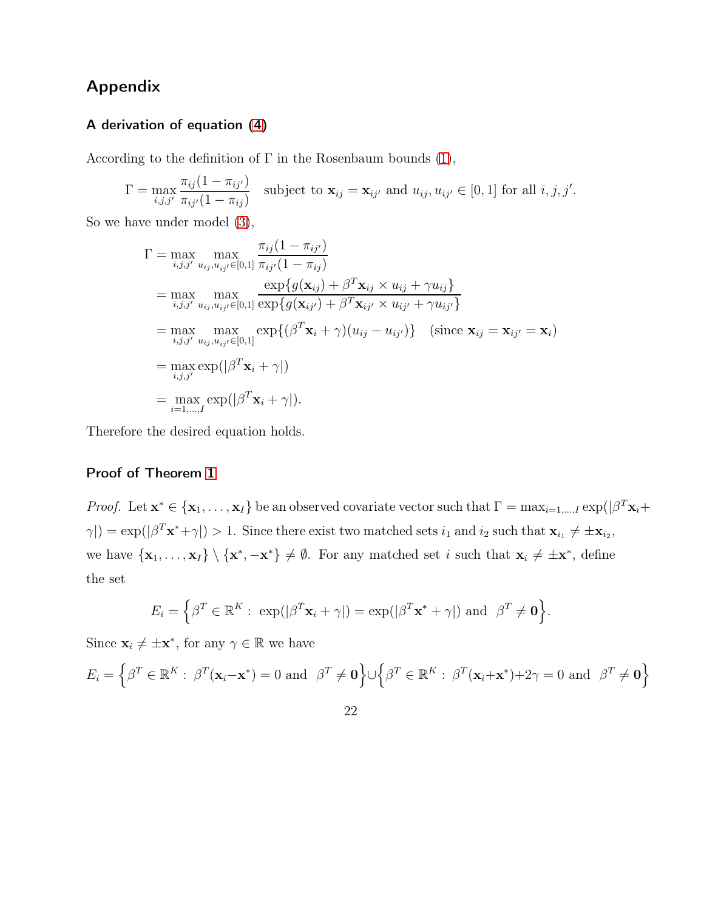# Appendix

### A derivation of equation (4)

According to the definition of $\Gamma$ in the Rosenbaum bounds (1),

$$\Gamma = \max_{i,j,j'} \frac{\pi_{ij}(1-\pi_{ij'})}{\pi_{ij'}(1-\pi_{ij})} \quad \text{subject to } \mathbf{x}_{ij} = \mathbf{x}_{ij'} \text{ and } u_{ij}, u_{ij'} \in [0,1] \text{ for all } i, j, j'.$$

So we have under model (3),

$$\begin{aligned}
\Gamma &= \max_{i,j,j'} \max_{u_{ij},u_{ij'} \in [0,1]} \frac{\pi_{ij}(1-\pi_{ij'})}{\pi_{ij'}(1-\pi_{ij})} \\
&= \max_{i,j,j'} \max_{u_{ij},u_{ij'} \in [0,1]} \frac{\exp\{g(\mathbf{x}_{ij}) + \beta^T \mathbf{x}_{ij} \times u_{ij} + \gamma u_{ij}\}}{\exp\{g(\mathbf{x}_{ij'}) + \beta^T \mathbf{x}_{ij'} \times u_{ij'} + \gamma u_{ij'}\}} \\
&= \max_{i,j,j'} \max_{u_{ij},u_{ij'} \in [0,1]} \exp\{(\beta^T \mathbf{x}_i + \gamma)(u_{ij} - u_{ij'})\} \quad (\text{since } \mathbf{x}_{ij} = \mathbf{x}_{ij'} = \mathbf{x}_i) \\
&= \max_{i,j,j'} \exp(|\beta^T \mathbf{x}_i + \gamma|) \\
&= \max_{i=1,\ldots,I} \exp(|\beta^T \mathbf{x}_i + \gamma|).
\end{aligned}$$

Therefore the desired equation holds.

### Proof of Theorem 1

*Proof.* Let $\mathbf{x}^* \in \{\mathbf{x}_1, \ldots, \mathbf{x}_I\}$ be an observed covariate vector such that $\Gamma = \max_{i=1,\ldots,I} \exp(|\beta^T \mathbf{x}_i + \gamma|) = \exp(|\beta^T \mathbf{x}^* + \gamma|) > 1$. Since there exist two matched sets $i_1$ and $i_2$ such that $\mathbf{x}_{i_1} \neq \pm \mathbf{x}_{i_2}$, we have $\{\mathbf{x}_1, \ldots, \mathbf{x}_I\} \setminus \{\mathbf{x}^*, -\mathbf{x}^*\} \neq \emptyset$. For any matched set $i$ such that $\mathbf{x}_i \neq \pm \mathbf{x}^*$, define the set

$$E_i = \Big\{\beta^T \in \mathbb{R}^K : \exp(|\beta^T \mathbf{x}_i + \gamma|) = \exp(|\beta^T \mathbf{x}^* + \gamma|) \text{ and } \beta^T \neq \mathbf{0}\Big\}.$$

Since $\mathbf{x}_i \neq \pm \mathbf{x}^*$, for any $\gamma \in \mathbb{R}$ we have

$$E_i = \Big\{\beta^T \in \mathbb{R}^K : \beta^T(\mathbf{x}_i - \mathbf{x}^*) = 0 \text{ and } \beta^T \neq \mathbf{0}\Big\} \cup \Big\{\beta^T \in \mathbb{R}^K : \beta^T(\mathbf{x}_i + \mathbf{x}^*) + 2\gamma = 0 \text{ and } \beta^T \neq \mathbf{0}\Big\}$$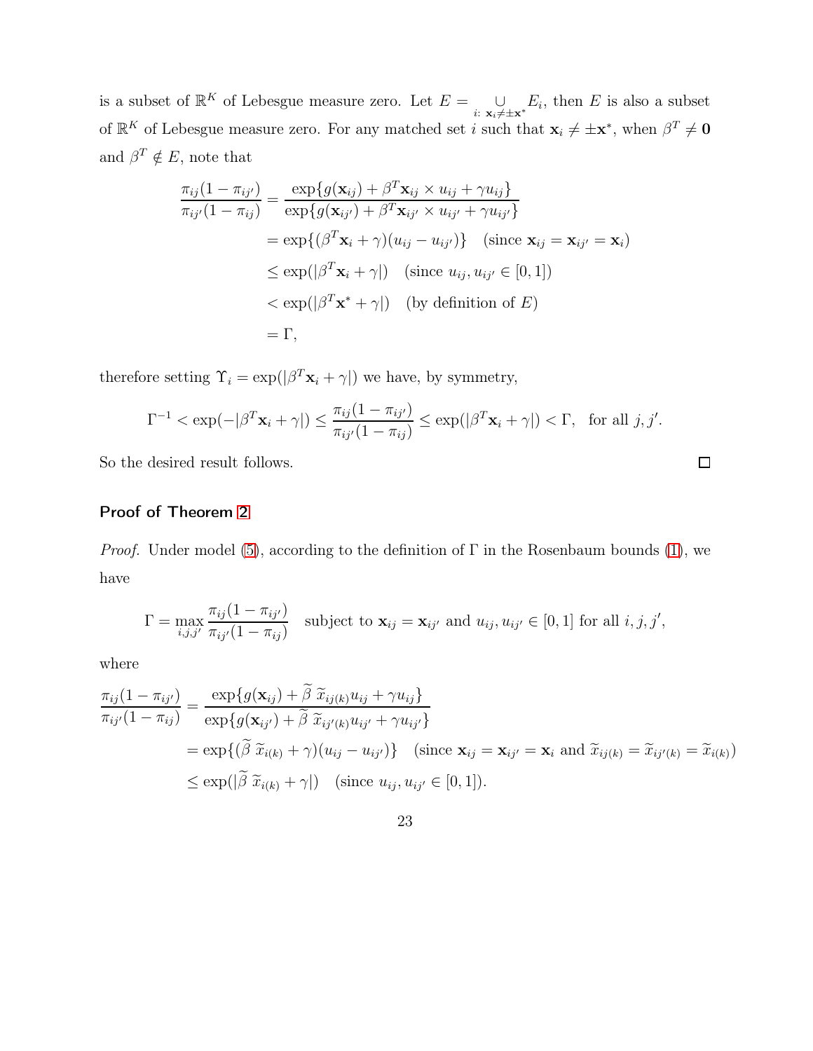is a subset of $\mathbb{R}^K$ of Lebesgue measure zero. Let $E = \underset{i:\ \mathbf{x}_i \neq \pm \mathbf{x}^*}{\cup} E_i$, then $E$ is also a subset of $\mathbb{R}^K$ of Lebesgue measure zero. For any matched set $i$ such that $\mathbf{x}_i \neq \pm \mathbf{x}^*$, when $\beta^T \neq \mathbf{0}$ and $\beta^T \notin E$, note that

$$
\begin{aligned}
\frac{\pi_{ij}(1-\pi_{ij'})}{\pi_{ij'}(1-\pi_{ij})} &= \frac{\exp\{g(\mathbf{x}_{ij}) + \beta^T \mathbf{x}_{ij} \times u_{ij} + \gamma u_{ij}\}}{\exp\{g(\mathbf{x}_{ij'}) + \beta^T \mathbf{x}_{ij'} \times u_{ij'} + \gamma u_{ij'}\}} \\
&= \exp\{(\beta^T \mathbf{x}_i + \gamma)(u_{ij} - u_{ij'})\} \quad (\text{since } \mathbf{x}_{ij} = \mathbf{x}_{ij'} = \mathbf{x}_i) \\
&\leq \exp(|\beta^T \mathbf{x}_i + \gamma|) \quad (\text{since } u_{ij}, u_{ij'} \in [0,1]) \\
&< \exp(|\beta^T \mathbf{x}^* + \gamma|) \quad (\text{by definition of } E) \\
&= \Gamma,
\end{aligned}
$$

therefore setting $\Upsilon_i = \exp(|\beta^T \mathbf{x}_i + \gamma|)$ we have, by symmetry,

$$
\Gamma^{-1} < \exp(-|\beta^T \mathbf{x}_i + \gamma|) \leq \frac{\pi_{ij}(1-\pi_{ij'})}{\pi_{ij'}(1-\pi_{ij})} \leq \exp(|\beta^T \mathbf{x}_i + \gamma|) < \Gamma, \quad \text{for all } j, j'.
$$

So the desired result follows. □

### Proof of Theorem 2

*Proof.* Under model (5), according to the definition of $\Gamma$ in the Rosenbaum bounds (1), we have

$$
\Gamma = \max_{i,j,j'} \frac{\pi_{ij}(1-\pi_{ij'})}{\pi_{ij'}(1-\pi_{ij})} \quad \text{subject to } \mathbf{x}_{ij} = \mathbf{x}_{ij'} \text{ and } u_{ij}, u_{ij'} \in [0,1] \text{ for all } i, j, j',
$$

where

$$
\begin{aligned}
\frac{\pi_{ij}(1-\pi_{ij'})}{\pi_{ij'}(1-\pi_{ij})} &= \frac{\exp\{g(\mathbf{x}_{ij}) + \widetilde{\beta}\ \widetilde{x}_{ij(k)} u_{ij} + \gamma u_{ij}\}}{\exp\{g(\mathbf{x}_{ij'}) + \widetilde{\beta}\ \widetilde{x}_{ij'(k)} u_{ij'} + \gamma u_{ij'}\}} \\
&= \exp\{(\widetilde{\beta}\ \widetilde{x}_{i(k)} + \gamma)(u_{ij} - u_{ij'})\} \quad (\text{since } \mathbf{x}_{ij} = \mathbf{x}_{ij'} = \mathbf{x}_i \text{ and } \widetilde{x}_{ij(k)} = \widetilde{x}_{ij'(k)} = \widetilde{x}_{i(k)}) \\
&\leq \exp(|\widetilde{\beta}\ \widetilde{x}_{i(k)} + \gamma|) \quad (\text{since } u_{ij}, u_{ij'} \in [0,1]).
\end{aligned}
$$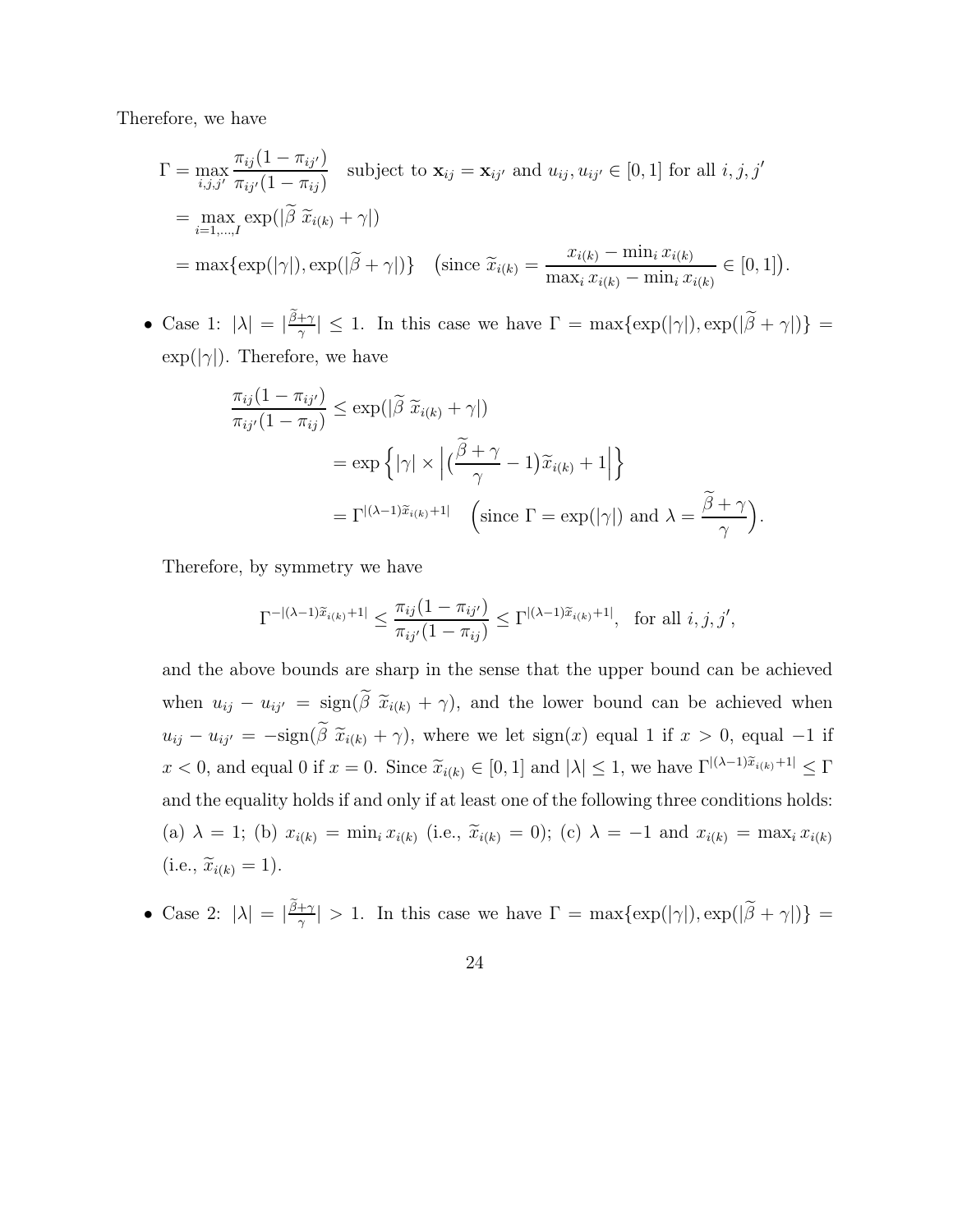Therefore, we have

$$
\begin{aligned}
\Gamma &= \max_{i,j,j'} \frac{\pi_{ij}(1-\pi_{ij'})}{\pi_{ij'}(1-\pi_{ij})} \quad \text{subject to } \mathbf{x}_{ij} = \mathbf{x}_{ij'} \text{ and } u_{ij}, u_{ij'} \in [0,1] \text{ for all } i, j, j' \\
&= \max_{i=1,\dots,I} \exp(|\widetilde{\beta}\ \widetilde{x}_{i(k)} + \gamma|) \\
&= \max\{\exp(|\gamma|), \exp(|\widetilde{\beta} + \gamma|)\} \quad \Big(\text{since } \widetilde{x}_{i(k)} = \frac{x_{i(k)} - \min_i x_{i(k)}}{\max_i x_{i(k)} - \min_i x_{i(k)}} \in [0,1]\Big).
\end{aligned}
$$

- Case 1: $|\lambda| = |\frac{\widetilde{\beta}+\gamma}{\gamma}| \leq 1$. In this case we have $\Gamma = \max\{\exp(|\gamma|), \exp(|\widetilde{\beta}+\gamma|)\} = \exp(|\gamma|)$. Therefore, we have

$$
\begin{aligned}
\frac{\pi_{ij}(1-\pi_{ij'})}{\pi_{ij'}(1-\pi_{ij})} &\leq \exp(|\widetilde{\beta}\ \widetilde{x}_{i(k)} + \gamma|) \\
&= \exp\Big\{|\gamma| \times \Big|\big(\frac{\widetilde{\beta}+\gamma}{\gamma} - 1\big)\widetilde{x}_{i(k)} + 1\Big|\Big\} \\
&= \Gamma^{|(\lambda-1)\widetilde{x}_{i(k)}+1|} \quad \Big(\text{since } \Gamma = \exp(|\gamma|) \text{ and } \lambda = \frac{\widetilde{\beta}+\gamma}{\gamma}\Big).
\end{aligned}
$$

  Therefore, by symmetry we have

$$
\Gamma^{-|(\lambda-1)\widetilde{x}_{i(k)}+1|} \leq \frac{\pi_{ij}(1-\pi_{ij'})}{\pi_{ij'}(1-\pi_{ij})} \leq \Gamma^{|(\lambda-1)\widetilde{x}_{i(k)}+1|}, \ \text{ for all } i, j, j',
$$

  and the above bounds are sharp in the sense that the upper bound can be achieved when $u_{ij} - u_{ij'} = \text{sign}(\widetilde{\beta}\ \widetilde{x}_{i(k)} + \gamma)$, and the lower bound can be achieved when $u_{ij} - u_{ij'} = -\text{sign}(\widetilde{\beta}\ \widetilde{x}_{i(k)} + \gamma)$, where we let $\text{sign}(x)$ equal 1 if $x > 0$, equal $-1$ if $x < 0$, and equal 0 if $x = 0$. Since $\widetilde{x}_{i(k)} \in [0,1]$ and $|\lambda| \leq 1$, we have $\Gamma^{|(\lambda-1)\widetilde{x}_{i(k)}+1|} \leq \Gamma$ and the equality holds if and only if at least one of the following three conditions holds: (a) $\lambda = 1$; (b) $x_{i(k)} = \min_i x_{i(k)}$ (i.e., $\widetilde{x}_{i(k)} = 0$); (c) $\lambda = -1$ and $x_{i(k)} = \max_i x_{i(k)}$ (i.e., $\widetilde{x}_{i(k)} = 1$).

- Case 2: $|\lambda| = |\frac{\widetilde{\beta}+\gamma}{\gamma}| > 1$. In this case we have $\Gamma = \max\{\exp(|\gamma|), \exp(|\widetilde{\beta}+\gamma|)\} =$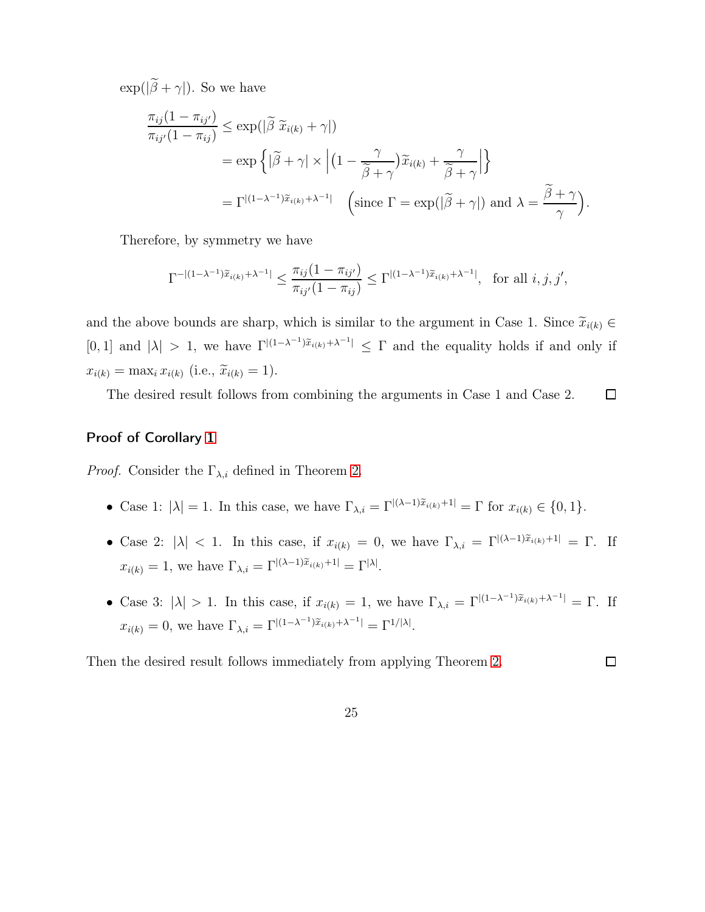$\exp(|\widetilde{\beta} + \gamma|)$. So we have

$$
\begin{aligned}
\frac{\pi_{ij}(1-\pi_{ij'})}{\pi_{ij'}(1-\pi_{ij})} &\le \exp(|\widetilde{\beta}\ \widetilde{x}_{i(k)} + \gamma|) \\
&= \exp\Big\{|\widetilde{\beta} + \gamma| \times \Big|\big(1 - \frac{\gamma}{\widetilde{\beta}+\gamma}\big)\widetilde{x}_{i(k)} + \frac{\gamma}{\widetilde{\beta}+\gamma}\Big|\Big\} \\
&= \Gamma^{|(1-\lambda^{-1})\widetilde{x}_{i(k)}+\lambda^{-1}|} \quad \Big(\text{since } \Gamma = \exp(|\widetilde{\beta}+\gamma|) \text{ and } \lambda = \frac{\widetilde{\beta}+\gamma}{\gamma}\Big).
\end{aligned}
$$

Therefore, by symmetry we have

$$
\Gamma^{-|(1-\lambda^{-1})\widetilde{x}_{i(k)}+\lambda^{-1}|} \le \frac{\pi_{ij}(1-\pi_{ij'})}{\pi_{ij'}(1-\pi_{ij})} \le \Gamma^{|(1-\lambda^{-1})\widetilde{x}_{i(k)}+\lambda^{-1}|}, \quad \text{for all } i, j, j',
$$

and the above bounds are sharp, which is similar to the argument in Case 1. Since $\widetilde{x}_{i(k)} \in [0,1]$ and $|\lambda| > 1$, we have $\Gamma^{|(1-\lambda^{-1})\widetilde{x}_{i(k)}+\lambda^{-1}|} \le \Gamma$ and the equality holds if and only if $x_{i(k)} = \max_i x_{i(k)}$ (i.e., $\widetilde{x}_{i(k)} = 1$).

The desired result follows from combining the arguments in Case 1 and Case 2. $\square$

### Proof of Corollary 1

*Proof.* Consider the $\Gamma_{\lambda,i}$ defined in Theorem 2.

- Case 1: $|\lambda| = 1$. In this case, we have $\Gamma_{\lambda,i} = \Gamma^{|(\lambda-1)\widetilde{x}_{i(k)}+1|} = \Gamma$ for $x_{i(k)} \in \{0,1\}$.
- Case 2: $|\lambda| < 1$. In this case, if $x_{i(k)} = 0$, we have $\Gamma_{\lambda,i} = \Gamma^{|(\lambda-1)\widetilde{x}_{i(k)}+1|} = \Gamma$. If $x_{i(k)} = 1$, we have $\Gamma_{\lambda,i} = \Gamma^{|(\lambda-1)\widetilde{x}_{i(k)}+1|} = \Gamma^{|\lambda|}$.
- Case 3: $|\lambda| > 1$. In this case, if $x_{i(k)} = 1$, we have $\Gamma_{\lambda,i} = \Gamma^{|(1-\lambda^{-1})\widetilde{x}_{i(k)}+\lambda^{-1}|} = \Gamma$. If $x_{i(k)} = 0$, we have $\Gamma_{\lambda,i} = \Gamma^{|(1-\lambda^{-1})\widetilde{x}_{i(k)}+\lambda^{-1}|} = \Gamma^{1/|\lambda|}$.

Then the desired result follows immediately from applying Theorem 2. $\square$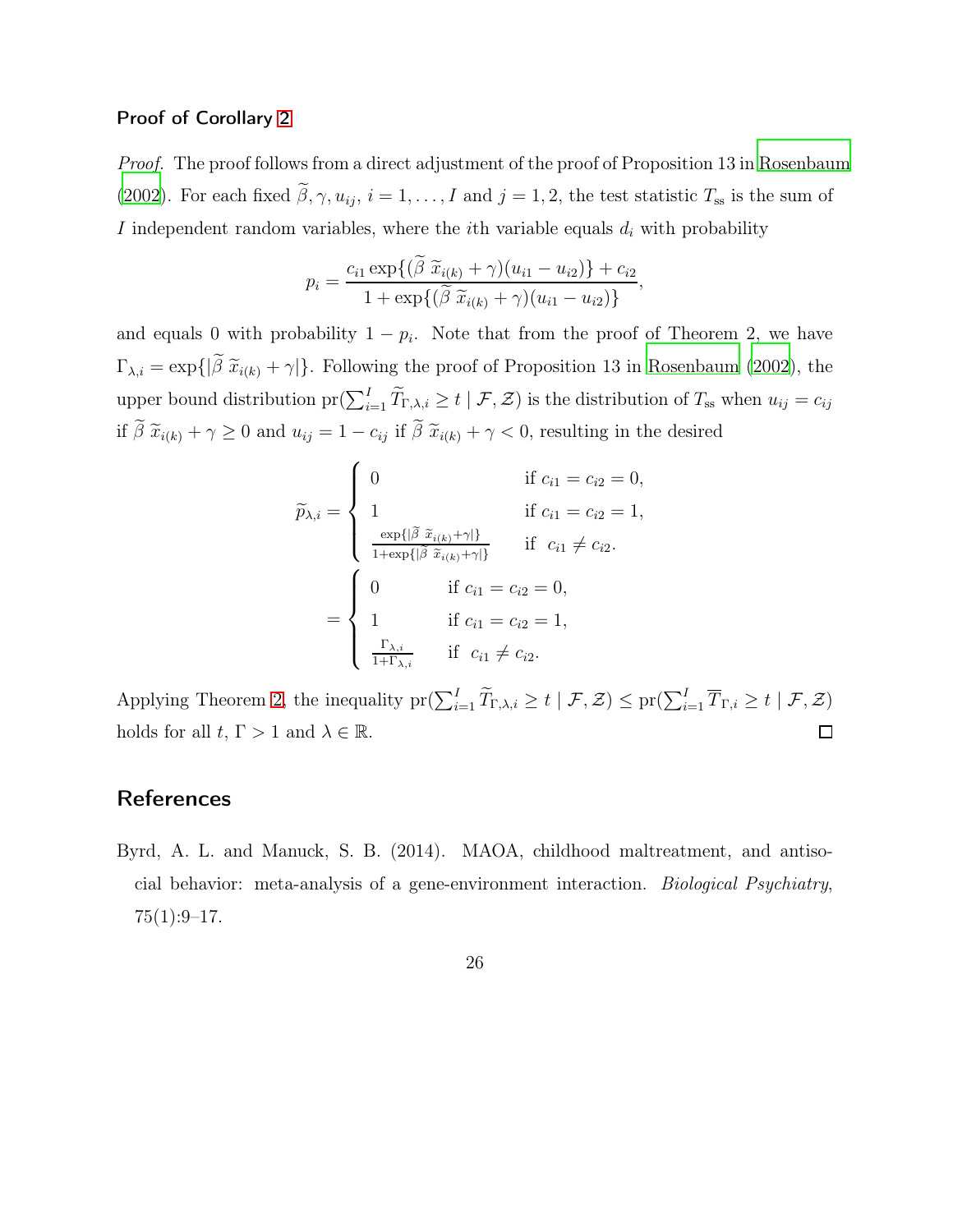### Proof of Corollary 2

*Proof.* The proof follows from a direct adjustment of the proof of Proposition 13 in Rosenbaum (2002). For each fixed $\widetilde{\beta}, \gamma, u_{ij}$, $i = 1, \ldots, I$ and $j = 1, 2$, the test statistic $T_{\text{ss}}$ is the sum of $I$ independent random variables, where the $i$th variable equals $d_i$ with probability

$$p_i = \frac{c_{i1} \exp\{(\widetilde{\beta}\ \widetilde{x}_{i(k)} + \gamma)(u_{i1} - u_{i2})\} + c_{i2}}{1 + \exp\{(\widetilde{\beta}\ \widetilde{x}_{i(k)} + \gamma)(u_{i1} - u_{i2})\}},$$

and equals 0 with probability $1 - p_i$. Note that from the proof of Theorem 2, we have $\Gamma_{\lambda,i} = \exp\{|\widetilde{\beta}\ \widetilde{x}_{i(k)} + \gamma|\}$. Following the proof of Proposition 13 in Rosenbaum (2002), the upper bound distribution $\text{pr}(\sum_{i=1}^{I} \widetilde{T}_{\Gamma,\lambda,i} \geq t \mid \mathcal{F}, \mathcal{Z})$ is the distribution of $T_{\text{ss}}$ when $u_{ij} = c_{ij}$ if $\widetilde{\beta}\ \widetilde{x}_{i(k)} + \gamma \geq 0$ and $u_{ij} = 1 - c_{ij}$ if $\widetilde{\beta}\ \widetilde{x}_{i(k)} + \gamma < 0$, resulting in the desired

$$\widetilde{p}_{\lambda,i} = \begin{cases} 0 & \text{if } c_{i1} = c_{i2} = 0, \\ 1 & \text{if } c_{i1} = c_{i2} = 1, \\ \frac{\exp\{|\widetilde{\beta}\ \widetilde{x}_{i(k)} + \gamma|\}}{1 + \exp\{|\widetilde{\beta}\ \widetilde{x}_{i(k)} + \gamma|\}} & \text{if } \ c_{i1} \neq c_{i2}. \end{cases}$$

$$= \begin{cases} 0 & \text{if } c_{i1} = c_{i2} = 0, \\ 1 & \text{if } c_{i1} = c_{i2} = 1, \\ \frac{\Gamma_{\lambda,i}}{1 + \Gamma_{\lambda,i}} & \text{if } \ c_{i1} \neq c_{i2}. \end{cases}$$

Applying Theorem 2, the inequality $\text{pr}(\sum_{i=1}^{I} \widetilde{T}_{\Gamma,\lambda,i} \geq t \mid \mathcal{F}, \mathcal{Z}) \leq \text{pr}(\sum_{i=1}^{I} \overline{T}_{\Gamma,i} \geq t \mid \mathcal{F}, \mathcal{Z})$ holds for all $t$, $\Gamma > 1$ and $\lambda \in \mathbb{R}$. ☐

## References

Byrd, A. L. and Manuck, S. B. (2014). MAOA, childhood maltreatment, and antisocial behavior: meta-analysis of a gene-environment interaction. *Biological Psychiatry*, 75(1):9–17.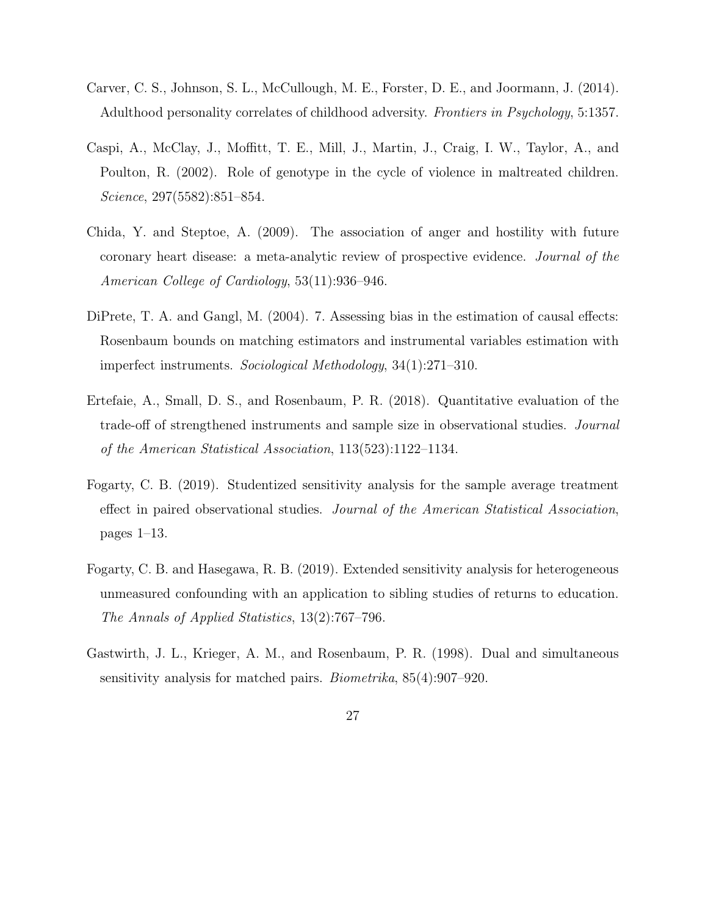Carver, C. S., Johnson, S. L., McCullough, M. E., Forster, D. E., and Joormann, J. (2014). Adulthood personality correlates of childhood adversity. *Frontiers in Psychology*, 5:1357.

Caspi, A., McClay, J., Moffitt, T. E., Mill, J., Martin, J., Craig, I. W., Taylor, A., and Poulton, R. (2002). Role of genotype in the cycle of violence in maltreated children. *Science*, 297(5582):851–854.

Chida, Y. and Steptoe, A. (2009). The association of anger and hostility with future coronary heart disease: a meta-analytic review of prospective evidence. *Journal of the American College of Cardiology*, 53(11):936–946.

DiPrete, T. A. and Gangl, M. (2004). 7. Assessing bias in the estimation of causal effects: Rosenbaum bounds on matching estimators and instrumental variables estimation with imperfect instruments. *Sociological Methodology*, 34(1):271–310.

Ertefaie, A., Small, D. S., and Rosenbaum, P. R. (2018). Quantitative evaluation of the trade-off of strengthened instruments and sample size in observational studies. *Journal of the American Statistical Association*, 113(523):1122–1134.

Fogarty, C. B. (2019). Studentized sensitivity analysis for the sample average treatment effect in paired observational studies. *Journal of the American Statistical Association*, pages 1–13.

Fogarty, C. B. and Hasegawa, R. B. (2019). Extended sensitivity analysis for heterogeneous unmeasured confounding with an application to sibling studies of returns to education. *The Annals of Applied Statistics*, 13(2):767–796.

Gastwirth, J. L., Krieger, A. M., and Rosenbaum, P. R. (1998). Dual and simultaneous sensitivity analysis for matched pairs. *Biometrika*, 85(4):907–920.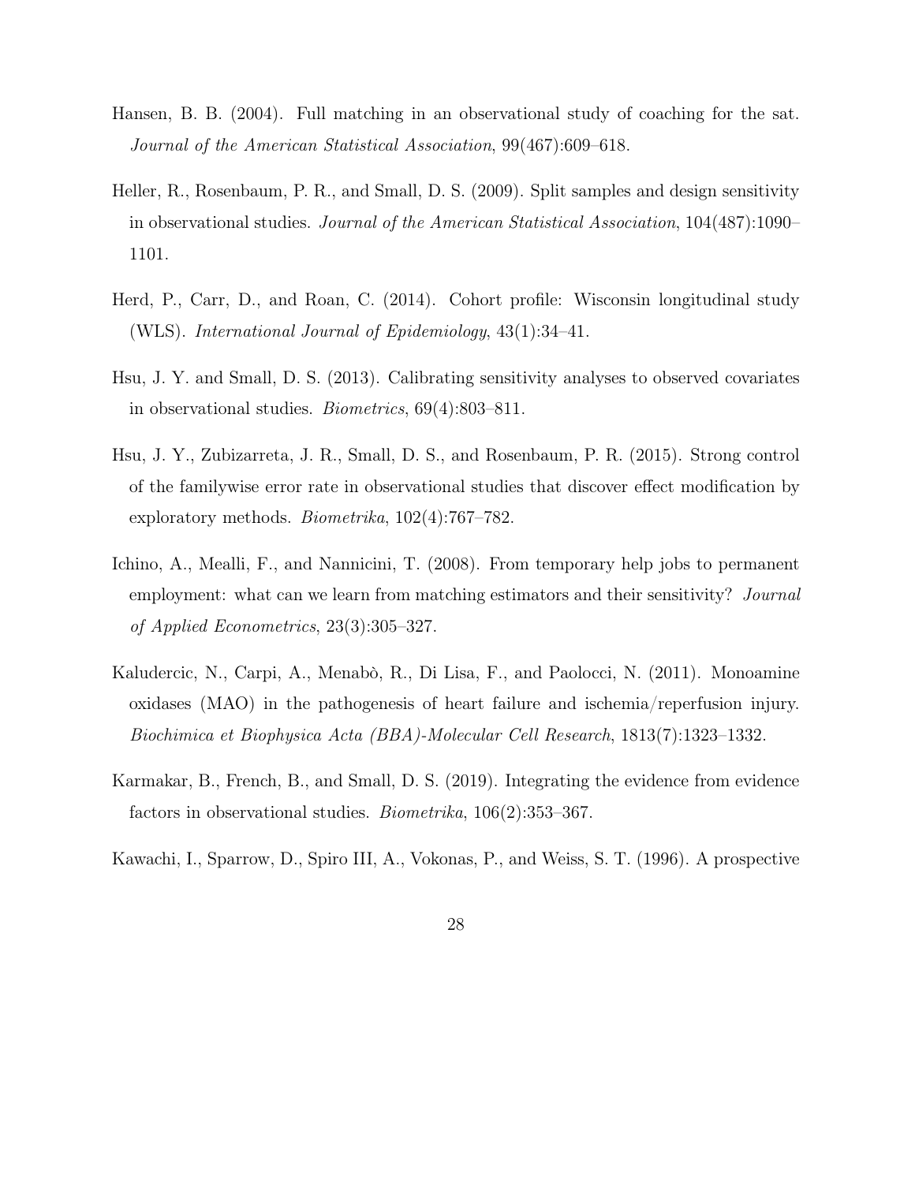Hansen, B. B. (2004). Full matching in an observational study of coaching for the sat. *Journal of the American Statistical Association*, 99(467):609–618.

Heller, R., Rosenbaum, P. R., and Small, D. S. (2009). Split samples and design sensitivity in observational studies. *Journal of the American Statistical Association*, 104(487):1090–1101.

Herd, P., Carr, D., and Roan, C. (2014). Cohort profile: Wisconsin longitudinal study (WLS). *International Journal of Epidemiology*, 43(1):34–41.

Hsu, J. Y. and Small, D. S. (2013). Calibrating sensitivity analyses to observed covariates in observational studies. *Biometrics*, 69(4):803–811.

Hsu, J. Y., Zubizarreta, J. R., Small, D. S., and Rosenbaum, P. R. (2015). Strong control of the familywise error rate in observational studies that discover effect modification by exploratory methods. *Biometrika*, 102(4):767–782.

Ichino, A., Mealli, F., and Nannicini, T. (2008). From temporary help jobs to permanent employment: what can we learn from matching estimators and their sensitivity? *Journal of Applied Econometrics*, 23(3):305–327.

Kaludercic, N., Carpi, A., Menabò, R., Di Lisa, F., and Paolocci, N. (2011). Monoamine oxidases (MAO) in the pathogenesis of heart failure and ischemia/reperfusion injury. *Biochimica et Biophysica Acta (BBA)-Molecular Cell Research*, 1813(7):1323–1332.

Karmakar, B., French, B., and Small, D. S. (2019). Integrating the evidence from evidence factors in observational studies. *Biometrika*, 106(2):353–367.

Kawachi, I., Sparrow, D., Spiro III, A., Vokonas, P., and Weiss, S. T. (1996). A prospective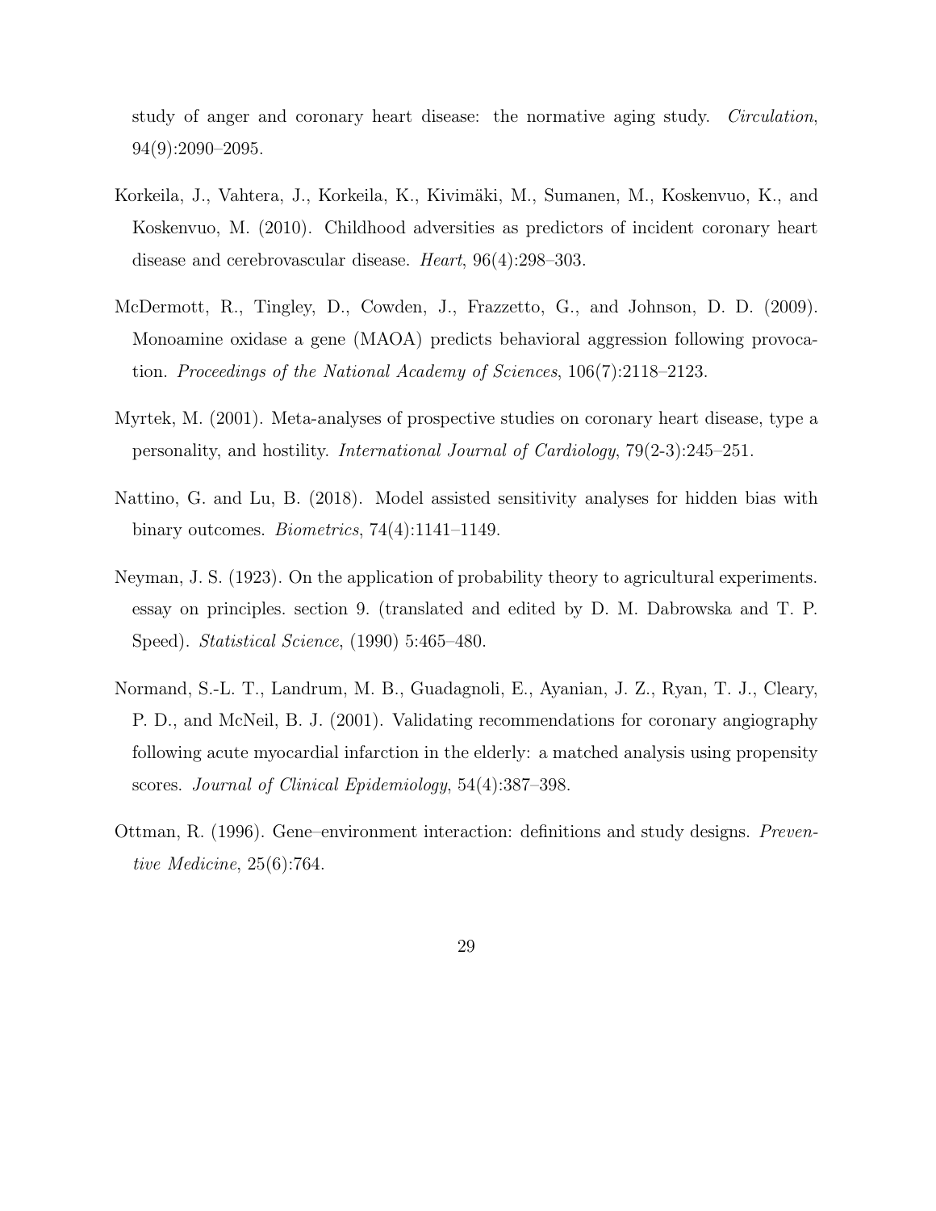study of anger and coronary heart disease: the normative aging study. *Circulation*, 94(9):2090–2095.

Korkeila, J., Vahtera, J., Korkeila, K., Kivimäki, M., Sumanen, M., Koskenvuo, K., and Koskenvuo, M. (2010). Childhood adversities as predictors of incident coronary heart disease and cerebrovascular disease. *Heart*, 96(4):298–303.

McDermott, R., Tingley, D., Cowden, J., Frazzetto, G., and Johnson, D. D. (2009). Monoamine oxidase a gene (MAOA) predicts behavioral aggression following provocation. *Proceedings of the National Academy of Sciences*, 106(7):2118–2123.

Myrtek, M. (2001). Meta-analyses of prospective studies on coronary heart disease, type a personality, and hostility. *International Journal of Cardiology*, 79(2-3):245–251.

Nattino, G. and Lu, B. (2018). Model assisted sensitivity analyses for hidden bias with binary outcomes. *Biometrics*, 74(4):1141–1149.

Neyman, J. S. (1923). On the application of probability theory to agricultural experiments. essay on principles. section 9. (translated and edited by D. M. Dabrowska and T. P. Speed). *Statistical Science*, (1990) 5:465–480.

Normand, S.-L. T., Landrum, M. B., Guadagnoli, E., Ayanian, J. Z., Ryan, T. J., Cleary, P. D., and McNeil, B. J. (2001). Validating recommendations for coronary angiography following acute myocardial infarction in the elderly: a matched analysis using propensity scores. *Journal of Clinical Epidemiology*, 54(4):387–398.

Ottman, R. (1996). Gene–environment interaction: definitions and study designs. *Preventive Medicine*, 25(6):764.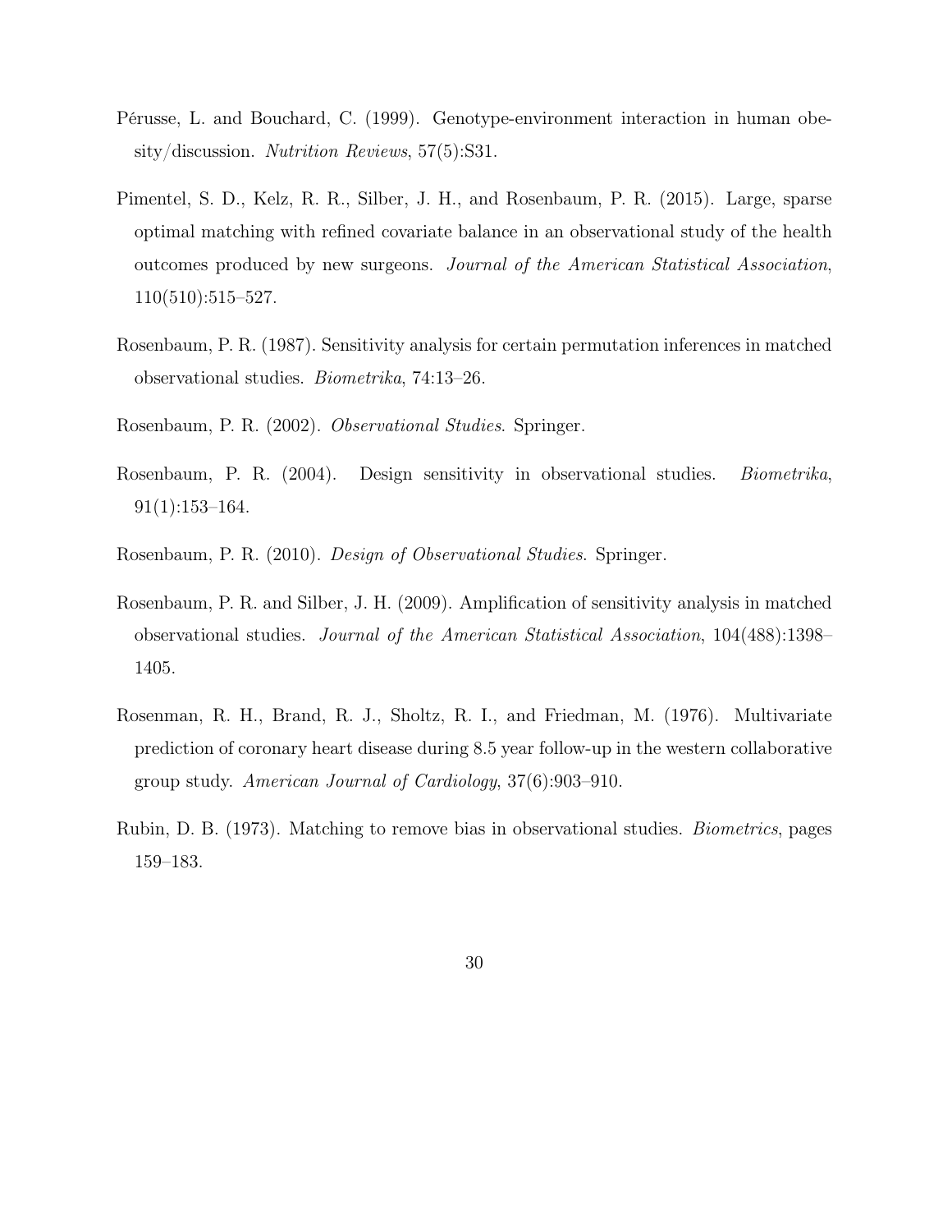Pérusse, L. and Bouchard, C. (1999). Genotype-environment interaction in human obesity/discussion. *Nutrition Reviews*, 57(5):S31.

Pimentel, S. D., Kelz, R. R., Silber, J. H., and Rosenbaum, P. R. (2015). Large, sparse optimal matching with refined covariate balance in an observational study of the health outcomes produced by new surgeons. *Journal of the American Statistical Association*, 110(510):515–527.

Rosenbaum, P. R. (1987). Sensitivity analysis for certain permutation inferences in matched observational studies. *Biometrika*, 74:13–26.

Rosenbaum, P. R. (2002). *Observational Studies*. Springer.

Rosenbaum, P. R. (2004). Design sensitivity in observational studies. *Biometrika*, 91(1):153–164.

Rosenbaum, P. R. (2010). *Design of Observational Studies*. Springer.

Rosenbaum, P. R. and Silber, J. H. (2009). Amplification of sensitivity analysis in matched observational studies. *Journal of the American Statistical Association*, 104(488):1398–1405.

Rosenman, R. H., Brand, R. J., Sholtz, R. I., and Friedman, M. (1976). Multivariate prediction of coronary heart disease during 8.5 year follow-up in the western collaborative group study. *American Journal of Cardiology*, 37(6):903–910.

Rubin, D. B. (1973). Matching to remove bias in observational studies. *Biometrics*, pages 159–183.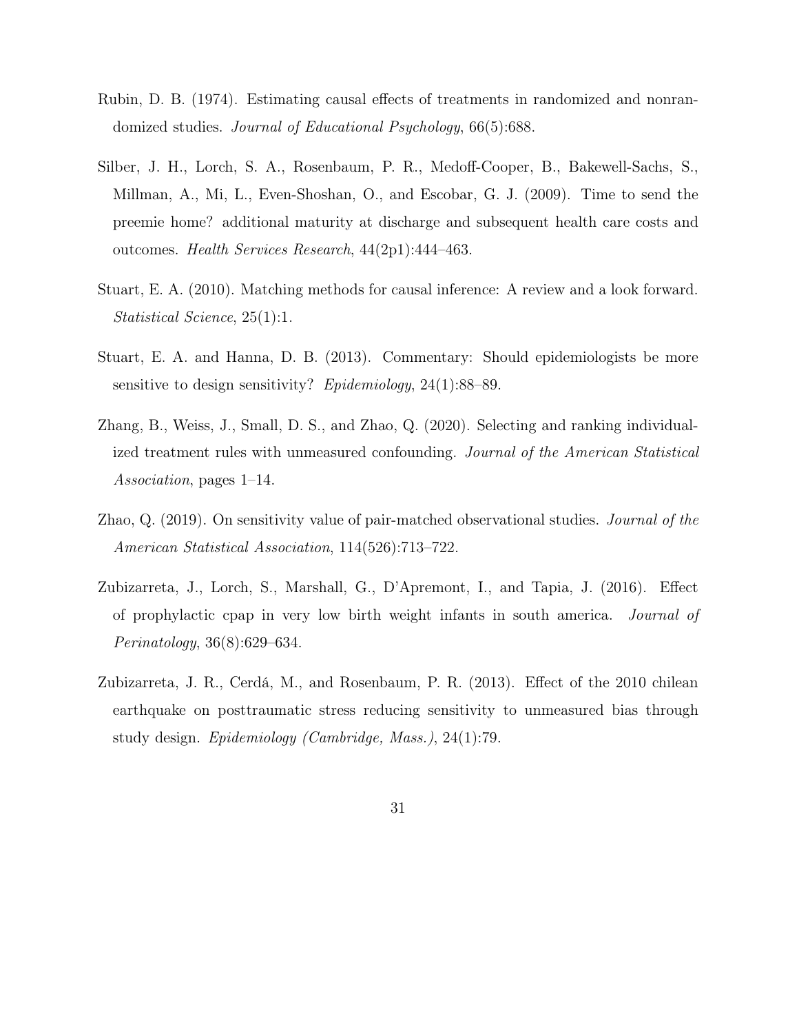Rubin, D. B. (1974). Estimating causal effects of treatments in randomized and nonrandomized studies. *Journal of Educational Psychology*, 66(5):688.

Silber, J. H., Lorch, S. A., Rosenbaum, P. R., Medoff-Cooper, B., Bakewell-Sachs, S., Millman, A., Mi, L., Even-Shoshan, O., and Escobar, G. J. (2009). Time to send the preemie home? additional maturity at discharge and subsequent health care costs and outcomes. *Health Services Research*, 44(2p1):444–463.

Stuart, E. A. (2010). Matching methods for causal inference: A review and a look forward. *Statistical Science*, 25(1):1.

Stuart, E. A. and Hanna, D. B. (2013). Commentary: Should epidemiologists be more sensitive to design sensitivity? *Epidemiology*, 24(1):88–89.

Zhang, B., Weiss, J., Small, D. S., and Zhao, Q. (2020). Selecting and ranking individualized treatment rules with unmeasured confounding. *Journal of the American Statistical Association*, pages 1–14.

Zhao, Q. (2019). On sensitivity value of pair-matched observational studies. *Journal of the American Statistical Association*, 114(526):713–722.

Zubizarreta, J., Lorch, S., Marshall, G., D'Apremont, I., and Tapia, J. (2016). Effect of prophylactic cpap in very low birth weight infants in south america. *Journal of Perinatology*, 36(8):629–634.

Zubizarreta, J. R., Cerdá, M., and Rosenbaum, P. R. (2013). Effect of the 2010 chilean earthquake on posttraumatic stress reducing sensitivity to unmeasured bias through study design. *Epidemiology (Cambridge, Mass.)*, 24(1):79.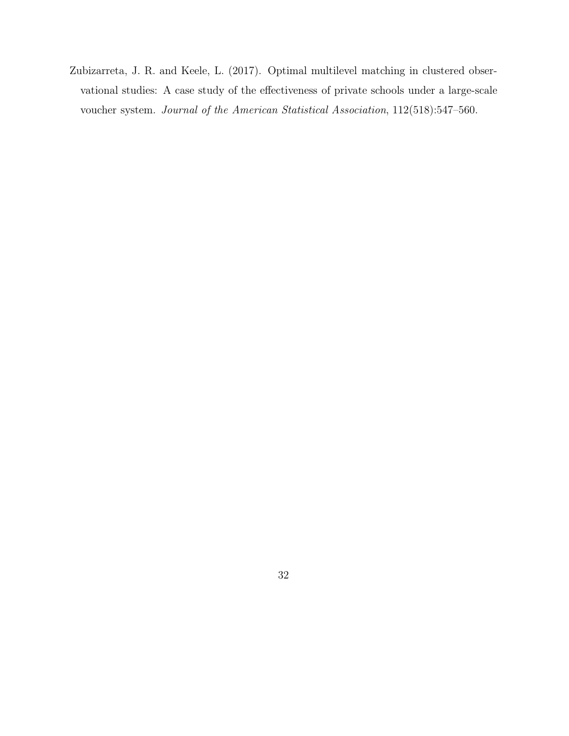Zubizarreta, J. R. and Keele, L. (2017). Optimal multilevel matching in clustered observational studies: A case study of the effectiveness of private schools under a large-scale voucher system. *Journal of the American Statistical Association*, 112(518):547–560.